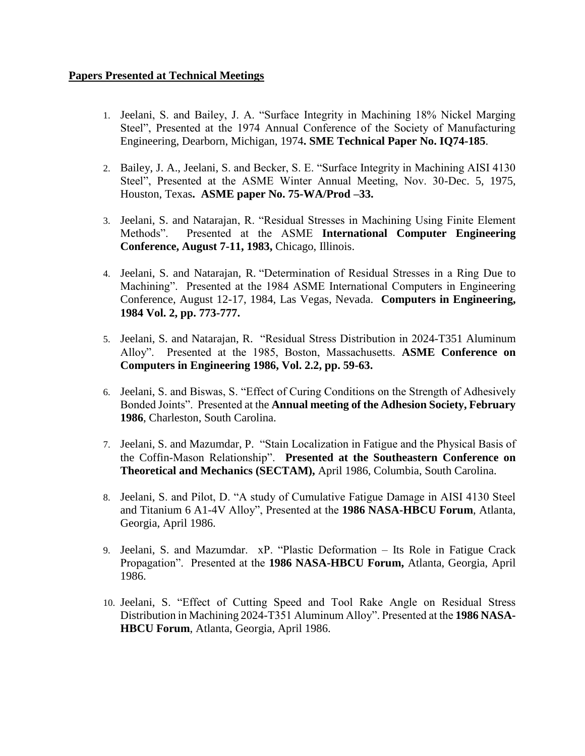**<u>Papers Presented at Technical Meetings</u>**

1. Jeelani, S. and Bailey, J. A. "Surface Integrity in Machining 18% Nickel Marging Steel", Presented at the 1974 Annual Conference of the Society of Manufacturing Engineering, Dearborn, Michigan, 1974**. SME Technical Paper No. IQ74-185**.

2. Bailey, J. A., Jeelani, S. and Becker, S. E. "Surface Integrity in Machining AISI 4130 Steel", Presented at the ASME Winter Annual Meeting, Nov. 30-Dec. 5, 1975, Houston, Texas**. ASME paper No. 75-WA/Prod –33.**

3. Jeelani, S. and Natarajan, R. "Residual Stresses in Machining Using Finite Element Methods". Presented at the ASME **International Computer Engineering Conference, August 7-11, 1983,** Chicago, Illinois.

4. Jeelani, S. and Natarajan, R. "Determination of Residual Stresses in a Ring Due to Machining". Presented at the 1984 ASME International Computers in Engineering Conference, August 12-17, 1984, Las Vegas, Nevada. **Computers in Engineering, 1984 Vol. 2, pp. 773-777.**

5. Jeelani, S. and Natarajan, R. "Residual Stress Distribution in 2024-T351 Aluminum Alloy". Presented at the 1985, Boston, Massachusetts. **ASME Conference on Computers in Engineering 1986, Vol. 2.2, pp. 59-63.**

6. Jeelani, S. and Biswas, S. "Effect of Curing Conditions on the Strength of Adhesively Bonded Joints". Presented at the **Annual meeting of the Adhesion Society, February 1986**, Charleston, South Carolina.

7. Jeelani, S. and Mazumdar, P. "Stain Localization in Fatigue and the Physical Basis of the Coffin-Mason Relationship". **Presented at the Southeastern Conference on Theoretical and Mechanics (SECTAM),** April 1986, Columbia, South Carolina.

8. Jeelani, S. and Pilot, D. "A study of Cumulative Fatigue Damage in AISI 4130 Steel and Titanium 6 A1-4V Alloy", Presented at the **1986 NASA-HBCU Forum**, Atlanta, Georgia, April 1986.

9. Jeelani, S. and Mazumdar. xP. "Plastic Deformation – Its Role in Fatigue Crack Propagation". Presented at the **1986 NASA-HBCU Forum,** Atlanta, Georgia, April 1986.

10. Jeelani, S. "Effect of Cutting Speed and Tool Rake Angle on Residual Stress Distribution in Machining 2024-T351 Aluminum Alloy". Presented at the **1986 NASA-HBCU Forum**, Atlanta, Georgia, April 1986.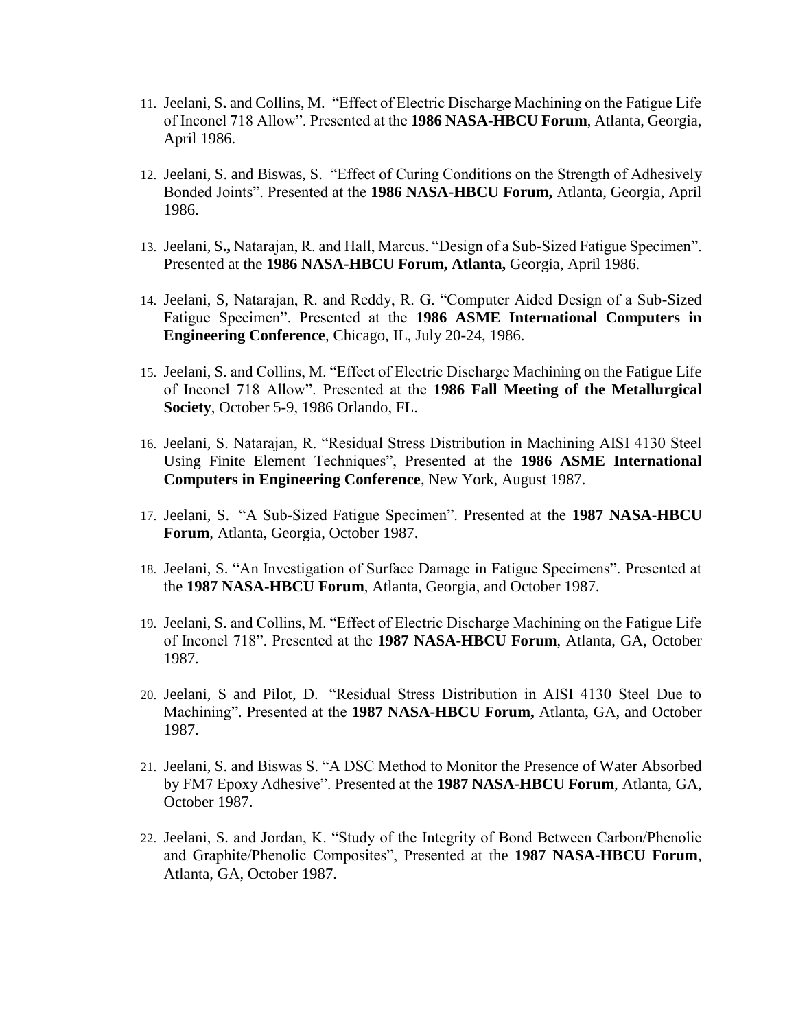11. Jeelani, S**.** and Collins, M. "Effect of Electric Discharge Machining on the Fatigue Life of Inconel 718 Allow". Presented at the **1986 NASA-HBCU Forum**, Atlanta, Georgia, April 1986.

12. Jeelani, S. and Biswas, S. "Effect of Curing Conditions on the Strength of Adhesively Bonded Joints". Presented at the **1986 NASA-HBCU Forum,** Atlanta, Georgia, April 1986.

13. Jeelani, S**.,** Natarajan, R. and Hall, Marcus. "Design of a Sub-Sized Fatigue Specimen". Presented at the **1986 NASA-HBCU Forum, Atlanta,** Georgia, April 1986.

14. Jeelani, S, Natarajan, R. and Reddy, R. G. "Computer Aided Design of a Sub-Sized Fatigue Specimen". Presented at the **1986 ASME International Computers in Engineering Conference**, Chicago, IL, July 20-24, 1986.

15. Jeelani, S. and Collins, M. "Effect of Electric Discharge Machining on the Fatigue Life of Inconel 718 Allow". Presented at the **1986 Fall Meeting of the Metallurgical Society**, October 5-9, 1986 Orlando, FL.

16. Jeelani, S. Natarajan, R. "Residual Stress Distribution in Machining AISI 4130 Steel Using Finite Element Techniques", Presented at the **1986 ASME International Computers in Engineering Conference**, New York, August 1987.

17. Jeelani, S. "A Sub-Sized Fatigue Specimen". Presented at the **1987 NASA-HBCU Forum**, Atlanta, Georgia, October 1987.

18. Jeelani, S. "An Investigation of Surface Damage in Fatigue Specimens". Presented at the **1987 NASA-HBCU Forum**, Atlanta, Georgia, and October 1987.

19. Jeelani, S. and Collins, M. "Effect of Electric Discharge Machining on the Fatigue Life of Inconel 718". Presented at the **1987 NASA-HBCU Forum**, Atlanta, GA, October 1987.

20. Jeelani, S and Pilot, D. "Residual Stress Distribution in AISI 4130 Steel Due to Machining". Presented at the **1987 NASA-HBCU Forum,** Atlanta, GA, and October 1987.

21. Jeelani, S. and Biswas S. "A DSC Method to Monitor the Presence of Water Absorbed by FM7 Epoxy Adhesive". Presented at the **1987 NASA-HBCU Forum**, Atlanta, GA, October 1987.

22. Jeelani, S. and Jordan, K. "Study of the Integrity of Bond Between Carbon/Phenolic and Graphite/Phenolic Composites", Presented at the **1987 NASA-HBCU Forum**, Atlanta, GA, October 1987.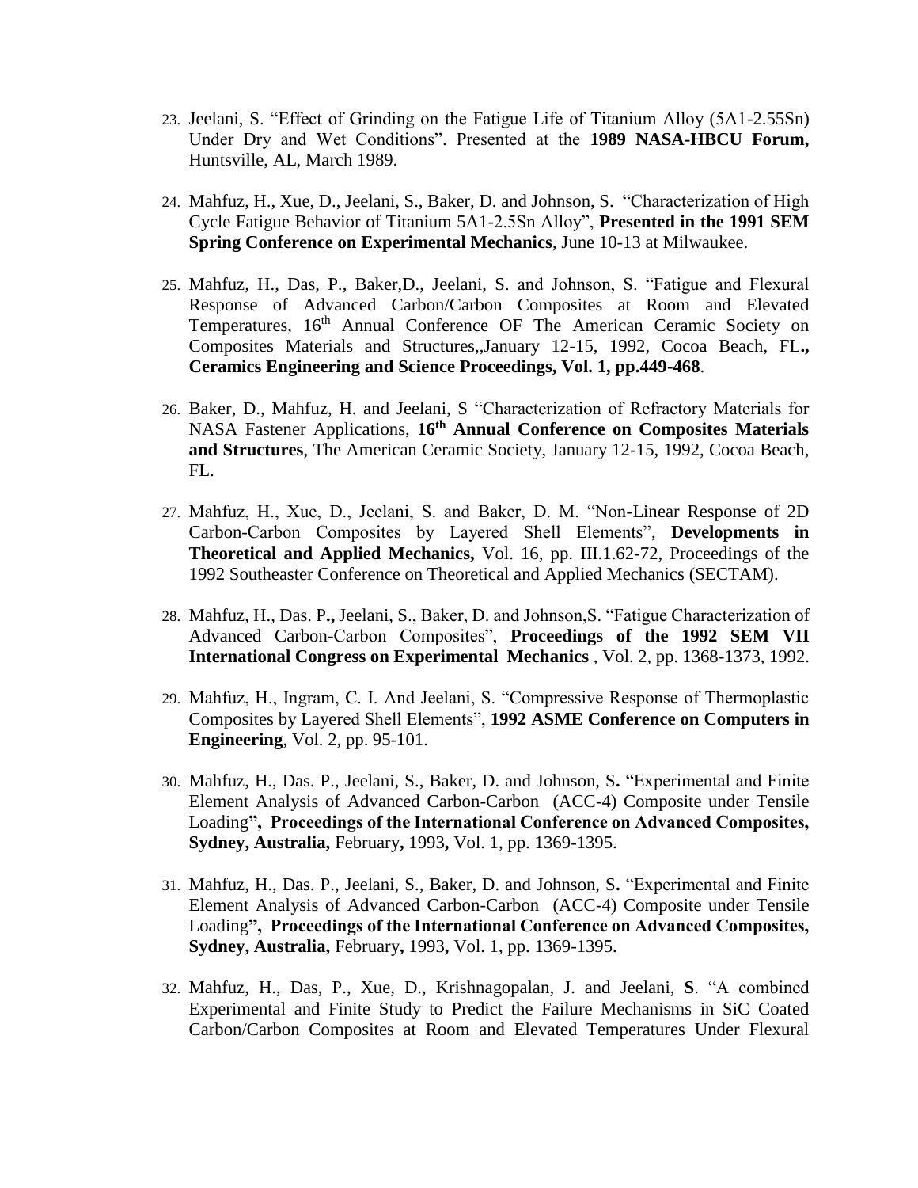23. Jeelani, S. "Effect of Grinding on the Fatigue Life of Titanium Alloy (5A1-2.55Sn) Under Dry and Wet Conditions". Presented at the **1989 NASA-HBCU Forum,** Huntsville, AL, March 1989.

24. Mahfuz, H., Xue, D., Jeelani, S., Baker, D. and Johnson, S. "Characterization of High Cycle Fatigue Behavior of Titanium 5A1-2.5Sn Alloy", **Presented in the 1991 SEM Spring Conference on Experimental Mechanics**, June 10-13 at Milwaukee.

25. Mahfuz, H., Das, P., Baker,D., Jeelani, S. and Johnson, S. "Fatigue and Flexural Response of Advanced Carbon/Carbon Composites at Room and Elevated Temperatures, 16th Annual Conference OF The American Ceramic Society on Composites Materials and Structures,,January 12-15, 1992, Cocoa Beach, FL**., Ceramics Engineering and Science Proceedings, Vol. 1, pp.449-468**.

26. Baker, D., Mahfuz, H. and Jeelani, S "Characterization of Refractory Materials for NASA Fastener Applications, **16th Annual Conference on Composites Materials and Structures**, The American Ceramic Society, January 12-15, 1992, Cocoa Beach, FL.

27. Mahfuz, H., Xue, D., Jeelani, S. and Baker, D. M. "Non-Linear Response of 2D Carbon-Carbon Composites by Layered Shell Elements", **Developments in Theoretical and Applied Mechanics,** Vol. 16, pp. III.1.62-72, Proceedings of the 1992 Southeaster Conference on Theoretical and Applied Mechanics (SECTAM).

28. Mahfuz, H., Das. P**.,** Jeelani, S., Baker, D. and Johnson,S. "Fatigue Characterization of Advanced Carbon-Carbon Composites", **Proceedings of the 1992 SEM VII International Congress on Experimental Mechanics** , Vol. 2, pp. 1368-1373, 1992.

29. Mahfuz, H., Ingram, C. I. And Jeelani, S. "Compressive Response of Thermoplastic Composites by Layered Shell Elements", **1992 ASME Conference on Computers in Engineering**, Vol. 2, pp. 95-101.

30. Mahfuz, H., Das. P., Jeelani, S., Baker, D. and Johnson, S**.** "Experimental and Finite Element Analysis of Advanced Carbon-Carbon (ACC-4) Composite under Tensile Loading**", Proceedings of the International Conference on Advanced Composites, Sydney, Australia,** February**,** 1993**,** Vol. 1, pp. 1369-1395.

31. Mahfuz, H., Das. P., Jeelani, S., Baker, D. and Johnson, S**.** "Experimental and Finite Element Analysis of Advanced Carbon-Carbon (ACC-4) Composite under Tensile Loading**", Proceedings of the International Conference on Advanced Composites, Sydney, Australia,** February**,** 1993**,** Vol. 1, pp. 1369-1395.

32. Mahfuz, H., Das, P., Xue, D., Krishnagopalan, J. and Jeelani, **S**. "A combined Experimental and Finite Study to Predict the Failure Mechanisms in SiC Coated Carbon/Carbon Composites at Room and Elevated Temperatures Under Flexural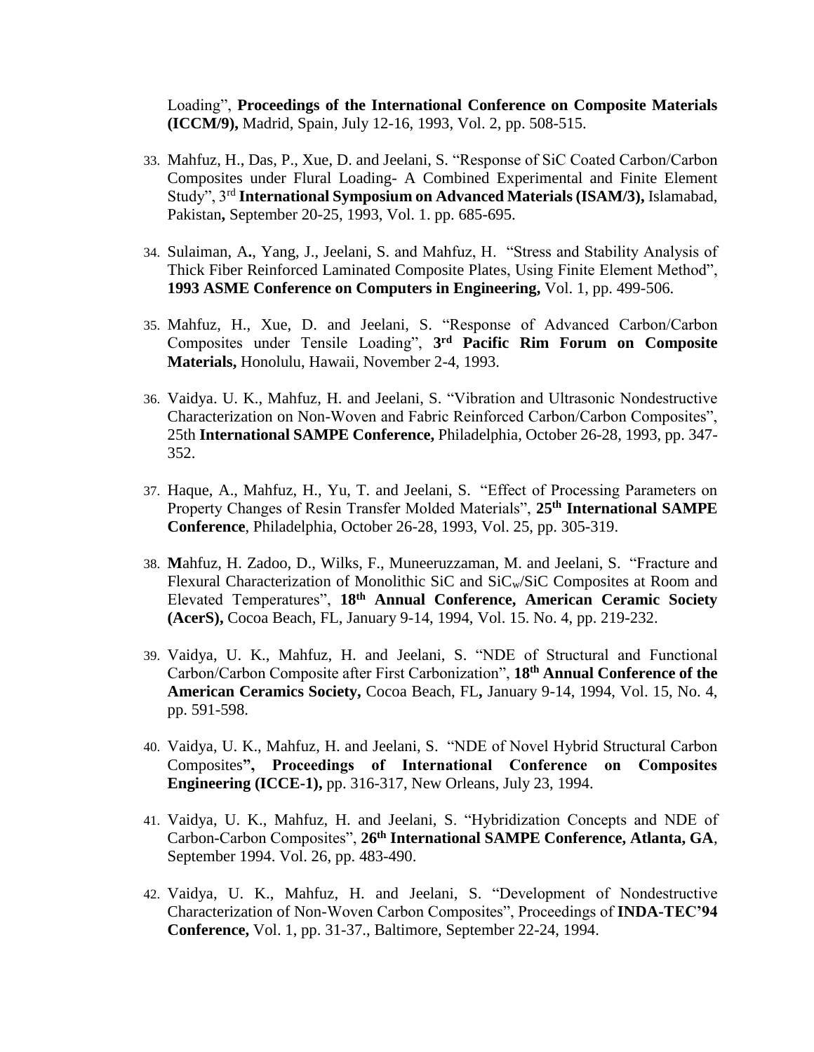Loading", **Proceedings of the International Conference on Composite Materials (ICCM/9),** Madrid, Spain, July 12-16, 1993, Vol. 2, pp. 508-515.

33. Mahfuz, H., Das, P., Xue, D. and Jeelani, S. "Response of SiC Coated Carbon/Carbon Composites under Flural Loading- A Combined Experimental and Finite Element Study", 3rd **International Symposium on Advanced Materials (ISAM/3),** Islamabad, Pakistan**,** September 20-25, 1993, Vol. 1. pp. 685-695.

34. Sulaiman, A**.**, Yang, J., Jeelani, S. and Mahfuz, H. "Stress and Stability Analysis of Thick Fiber Reinforced Laminated Composite Plates, Using Finite Element Method", **1993 ASME Conference on Computers in Engineering,** Vol. 1, pp. 499-506.

35. Mahfuz, H., Xue, D. and Jeelani, S. "Response of Advanced Carbon/Carbon Composites under Tensile Loading", **3rd Pacific Rim Forum on Composite Materials,** Honolulu, Hawaii, November 2-4, 1993.

36. Vaidya. U. K., Mahfuz, H. and Jeelani, S. "Vibration and Ultrasonic Nondestructive Characterization on Non-Woven and Fabric Reinforced Carbon/Carbon Composites", 25th **International SAMPE Conference,** Philadelphia, October 26-28, 1993, pp. 347-352.

37. Haque, A., Mahfuz, H., Yu, T. and Jeelani, S. "Effect of Processing Parameters on Property Changes of Resin Transfer Molded Materials", **25th International SAMPE Conference**, Philadelphia, October 26-28, 1993, Vol. 25, pp. 305-319.

38. **M**ahfuz, H. Zadoo, D., Wilks, F., Muneeruzzaman, M. and Jeelani, S. "Fracture and Flexural Characterization of Monolithic SiC and $SiC_w$/SiC Composites at Room and Elevated Temperatures", **18th Annual Conference, American Ceramic Society (AcerS),** Cocoa Beach, FL, January 9-14, 1994, Vol. 15. No. 4, pp. 219-232.

39. Vaidya, U. K., Mahfuz, H. and Jeelani, S. "NDE of Structural and Functional Carbon/Carbon Composite after First Carbonization", **18th Annual Conference of the American Ceramics Society,** Cocoa Beach, FL**,** January 9-14, 1994, Vol. 15, No. 4, pp. 591-598.

40. Vaidya, U. K., Mahfuz, H. and Jeelani, S. "NDE of Novel Hybrid Structural Carbon Composites**", Proceedings of International Conference on Composites Engineering (ICCE-1),** pp. 316-317, New Orleans, July 23, 1994.

41. Vaidya, U. K., Mahfuz, H. and Jeelani, S. "Hybridization Concepts and NDE of Carbon-Carbon Composites", **26th International SAMPE Conference, Atlanta, GA**, September 1994. Vol. 26, pp. 483-490.

42. Vaidya, U. K., Mahfuz, H. and Jeelani, S. "Development of Nondestructive Characterization of Non-Woven Carbon Composites", Proceedings of **INDA-TEC'94 Conference,** Vol. 1, pp. 31-37., Baltimore, September 22-24, 1994.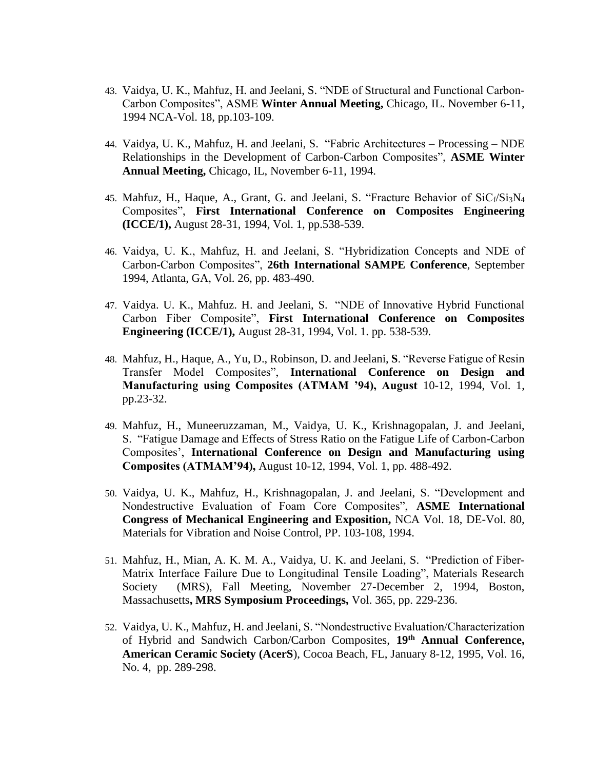43. Vaidya, U. K., Mahfuz, H. and Jeelani, S. "NDE of Structural and Functional Carbon-Carbon Composites", ASME **Winter Annual Meeting,** Chicago, IL. November 6-11, 1994 NCA-Vol. 18, pp.103-109.

44. Vaidya, U. K., Mahfuz, H. and Jeelani, S. "Fabric Architectures – Processing – NDE Relationships in the Development of Carbon-Carbon Composites", **ASME Winter Annual Meeting,** Chicago, IL, November 6-11, 1994.

45. Mahfuz, H., Haque, A., Grant, G. and Jeelani, S. "Fracture Behavior of $SiC_f/Si_3N_4$ Composites", **First International Conference on Composites Engineering (ICCE/1),** August 28-31, 1994, Vol. 1, pp.538-539.

46. Vaidya, U. K., Mahfuz, H. and Jeelani, S. "Hybridization Concepts and NDE of Carbon-Carbon Composites", **26th International SAMPE Conference**, September 1994, Atlanta, GA, Vol. 26, pp. 483-490.

47. Vaidya. U. K., Mahfuz. H. and Jeelani, S. "NDE of Innovative Hybrid Functional Carbon Fiber Composite", **First International Conference on Composites Engineering (ICCE/1),** August 28-31, 1994, Vol. 1. pp. 538-539.

48. Mahfuz, H., Haque, A., Yu, D., Robinson, D. and Jeelani, **S**. "Reverse Fatigue of Resin Transfer Model Composites", **International Conference on Design and Manufacturing using Composites (ATMAM '94), August** 10-12, 1994, Vol. 1, pp.23-32.

49. Mahfuz, H., Muneeruzzaman, M., Vaidya, U. K., Krishnagopalan, J. and Jeelani, S. "Fatigue Damage and Effects of Stress Ratio on the Fatigue Life of Carbon-Carbon Composites', **International Conference on Design and Manufacturing using Composites (ATMAM'94),** August 10-12, 1994, Vol. 1, pp. 488-492.

50. Vaidya, U. K., Mahfuz, H., Krishnagopalan, J. and Jeelani, S. "Development and Nondestructive Evaluation of Foam Core Composites", **ASME International Congress of Mechanical Engineering and Exposition,** NCA Vol. 18, DE-Vol. 80, Materials for Vibration and Noise Control, PP. 103-108, 1994.

51. Mahfuz, H., Mian, A. K. M. A., Vaidya, U. K. and Jeelani, S. "Prediction of Fiber-Matrix Interface Failure Due to Longitudinal Tensile Loading", Materials Research Society (MRS), Fall Meeting, November 27-December 2, 1994, Boston, Massachusetts**, MRS Symposium Proceedings,** Vol. 365, pp. 229-236.

52. Vaidya, U. K., Mahfuz, H. and Jeelani, S. "Nondestructive Evaluation/Characterization of Hybrid and Sandwich Carbon/Carbon Composites, **19th Annual Conference, American Ceramic Society (AcerS**), Cocoa Beach, FL, January 8-12, 1995, Vol. 16, No. 4, pp. 289-298.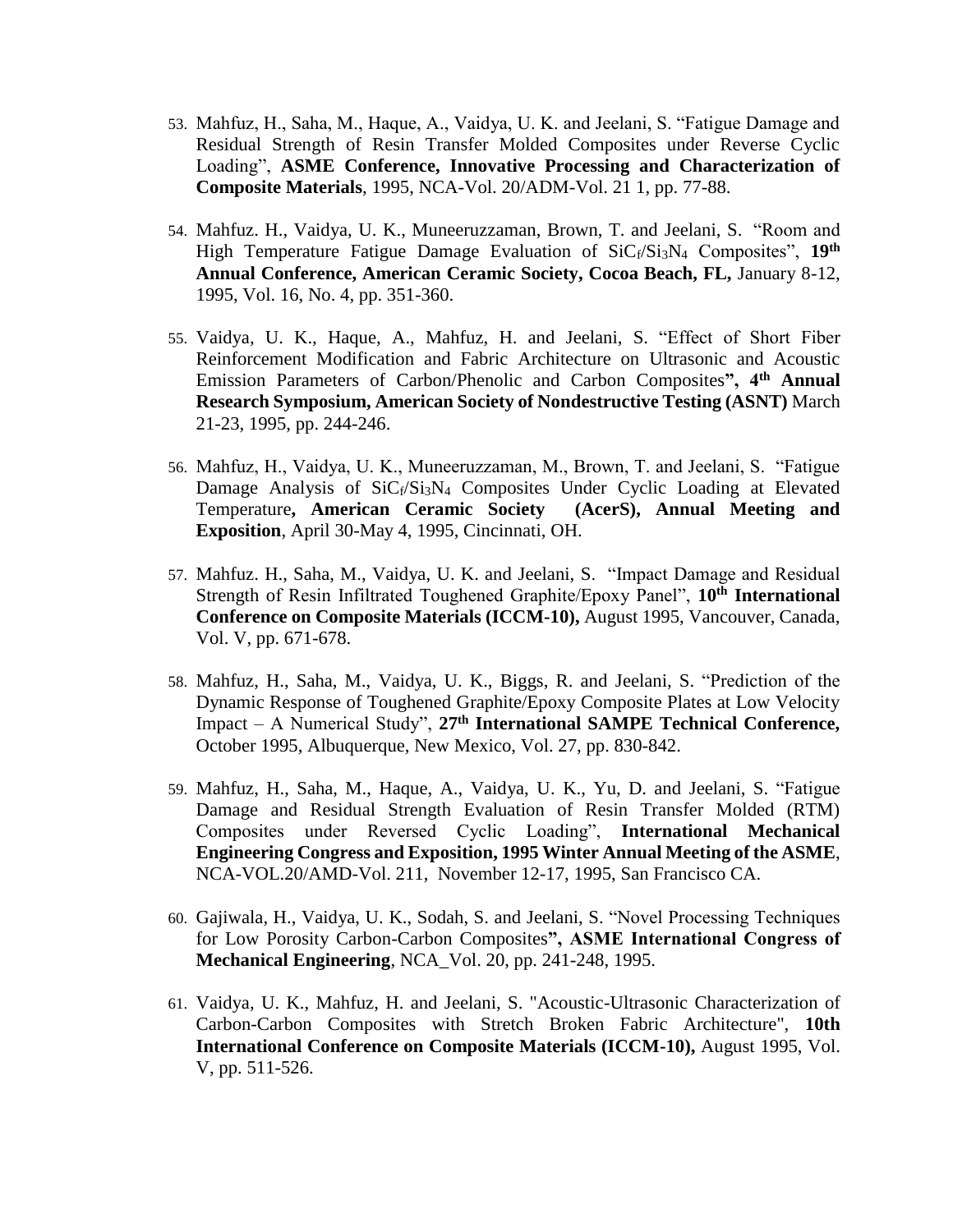53. Mahfuz, H., Saha, M., Haque, A., Vaidya, U. K. and Jeelani, S. "Fatigue Damage and Residual Strength of Resin Transfer Molded Composites under Reverse Cyclic Loading", **ASME Conference, Innovative Processing and Characterization of Composite Materials**, 1995, NCA-Vol. 20/ADM-Vol. 21 1, pp. 77-88.

54. Mahfuz. H., Vaidya, U. K., Muneeruzzaman, Brown, T. and Jeelani, S. "Room and High Temperature Fatigue Damage Evaluation of $SiC_f/Si_3N_4$ Composites", **19th Annual Conference, American Ceramic Society, Cocoa Beach, FL,** January 8-12, 1995, Vol. 16, No. 4, pp. 351-360.

55. Vaidya, U. K., Haque, A., Mahfuz, H. and Jeelani, S. "Effect of Short Fiber Reinforcement Modification and Fabric Architecture on Ultrasonic and Acoustic Emission Parameters of Carbon/Phenolic and Carbon Composites**", 4th Annual Research Symposium, American Society of Nondestructive Testing (ASNT)** March 21-23, 1995, pp. 244-246.

56. Mahfuz, H., Vaidya, U. K., Muneeruzzaman, M., Brown, T. and Jeelani, S. "Fatigue Damage Analysis of $SiC_f/Si_3N_4$ Composites Under Cyclic Loading at Elevated Temperature**, American Ceramic Society (AcerS), Annual Meeting and Exposition**, April 30-May 4, 1995, Cincinnati, OH.

57. Mahfuz. H., Saha, M., Vaidya, U. K. and Jeelani, S. "Impact Damage and Residual Strength of Resin Infiltrated Toughened Graphite/Epoxy Panel", **10th International Conference on Composite Materials (ICCM-10),** August 1995, Vancouver, Canada, Vol. V, pp. 671-678.

58. Mahfuz, H., Saha, M., Vaidya, U. K., Biggs, R. and Jeelani, S. "Prediction of the Dynamic Response of Toughened Graphite/Epoxy Composite Plates at Low Velocity Impact – A Numerical Study", **27th International SAMPE Technical Conference,** October 1995, Albuquerque, New Mexico, Vol. 27, pp. 830-842.

59. Mahfuz, H., Saha, M., Haque, A., Vaidya, U. K., Yu, D. and Jeelani, S. "Fatigue Damage and Residual Strength Evaluation of Resin Transfer Molded (RTM) Composites under Reversed Cyclic Loading", **International Mechanical Engineering Congress and Exposition, 1995 Winter Annual Meeting of the ASME**, NCA-VOL.20/AMD-Vol. 211, November 12-17, 1995, San Francisco CA.

60. Gajiwala, H., Vaidya, U. K., Sodah, S. and Jeelani, S. "Novel Processing Techniques for Low Porosity Carbon-Carbon Composites**", ASME International Congress of Mechanical Engineering**, NCA_Vol. 20, pp. 241-248, 1995.

61. Vaidya, U. K., Mahfuz, H. and Jeelani, S. "Acoustic-Ultrasonic Characterization of Carbon-Carbon Composites with Stretch Broken Fabric Architecture", **10th International Conference on Composite Materials (ICCM-10),** August 1995, Vol. V, pp. 511-526.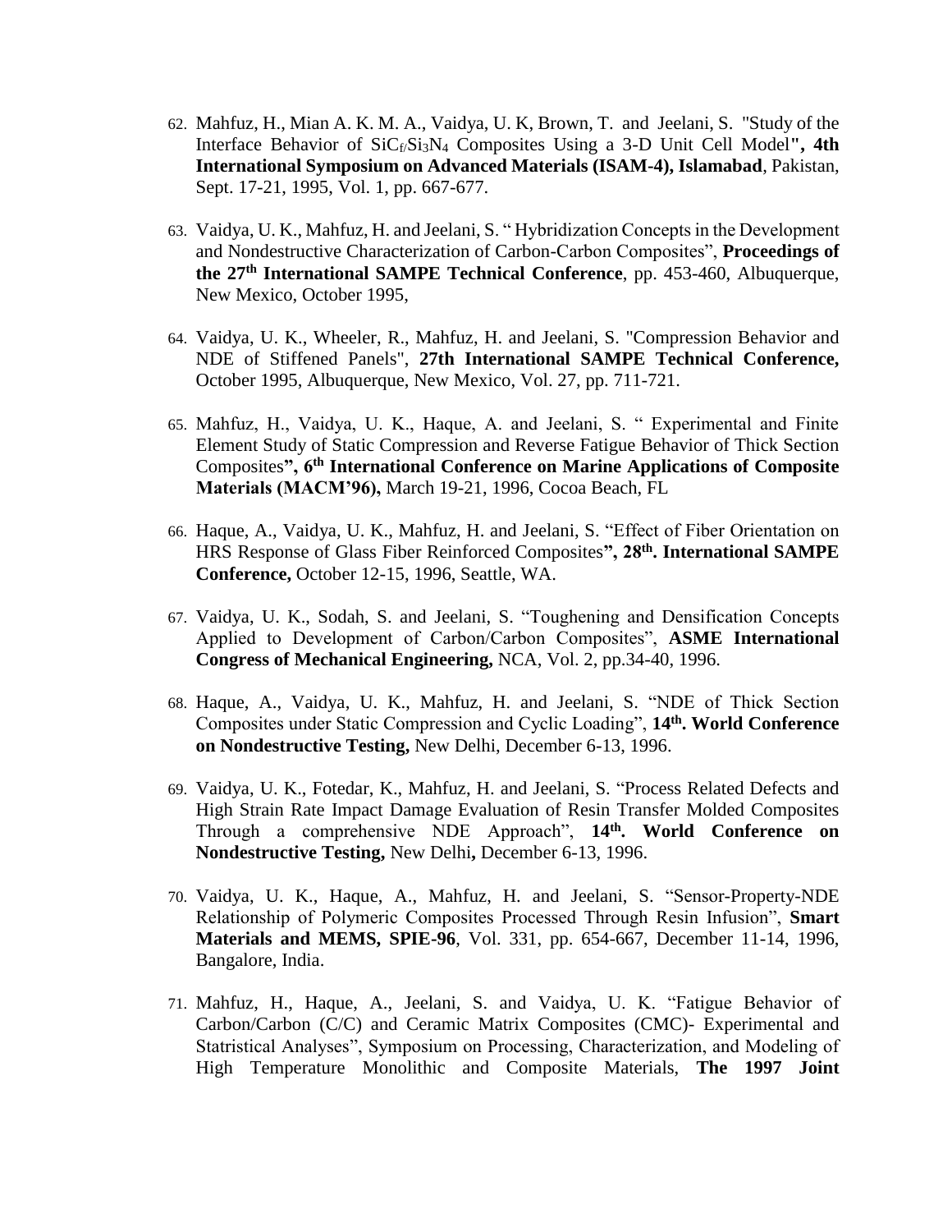62. Mahfuz, H., Mian A. K. M. A., Vaidya, U. K, Brown, T. and Jeelani, S. "Study of the Interface Behavior of $SiC_f/Si_3N_4$ Composites Using a 3-D Unit Cell Model**", 4th International Symposium on Advanced Materials (ISAM-4), Islamabad**, Pakistan, Sept. 17-21, 1995, Vol. 1, pp. 667-677.

63. Vaidya, U. K., Mahfuz, H. and Jeelani, S. " Hybridization Concepts in the Development and Nondestructive Characterization of Carbon-Carbon Composites", **Proceedings of the 27th International SAMPE Technical Conference**, pp. 453-460, Albuquerque, New Mexico, October 1995,

64. Vaidya, U. K., Wheeler, R., Mahfuz, H. and Jeelani, S. "Compression Behavior and NDE of Stiffened Panels", **27th International SAMPE Technical Conference,** October 1995, Albuquerque, New Mexico, Vol. 27, pp. 711-721.

65. Mahfuz, H., Vaidya, U. K., Haque, A. and Jeelani, S. " Experimental and Finite Element Study of Static Compression and Reverse Fatigue Behavior of Thick Section Composites**", 6th International Conference on Marine Applications of Composite Materials (MACM'96),** March 19-21, 1996, Cocoa Beach, FL

66. Haque, A., Vaidya, U. K., Mahfuz, H. and Jeelani, S. "Effect of Fiber Orientation on HRS Response of Glass Fiber Reinforced Composites**", 28th. International SAMPE Conference,** October 12-15, 1996, Seattle, WA.

67. Vaidya, U. K., Sodah, S. and Jeelani, S. "Toughening and Densification Concepts Applied to Development of Carbon/Carbon Composites", **ASME International Congress of Mechanical Engineering,** NCA, Vol. 2, pp.34-40, 1996.

68. Haque, A., Vaidya, U. K., Mahfuz, H. and Jeelani, S. "NDE of Thick Section Composites under Static Compression and Cyclic Loading", **14th. World Conference on Nondestructive Testing,** New Delhi, December 6-13, 1996.

69. Vaidya, U. K., Fotedar, K., Mahfuz, H. and Jeelani, S. "Process Related Defects and High Strain Rate Impact Damage Evaluation of Resin Transfer Molded Composites Through a comprehensive NDE Approach", **14th. World Conference on Nondestructive Testing,** New Delhi**,** December 6-13, 1996.

70. Vaidya, U. K., Haque, A., Mahfuz, H. and Jeelani, S. "Sensor-Property-NDE Relationship of Polymeric Composites Processed Through Resin Infusion", **Smart Materials and MEMS, SPIE-96**, Vol. 331, pp. 654-667, December 11-14, 1996, Bangalore, India.

71. Mahfuz, H., Haque, A., Jeelani, S. and Vaidya, U. K. "Fatigue Behavior of Carbon/Carbon (C/C) and Ceramic Matrix Composites (CMC)- Experimental and Statristical Analyses", Symposium on Processing, Characterization, and Modeling of High Temperature Monolithic and Composite Materials, **The 1997 Joint**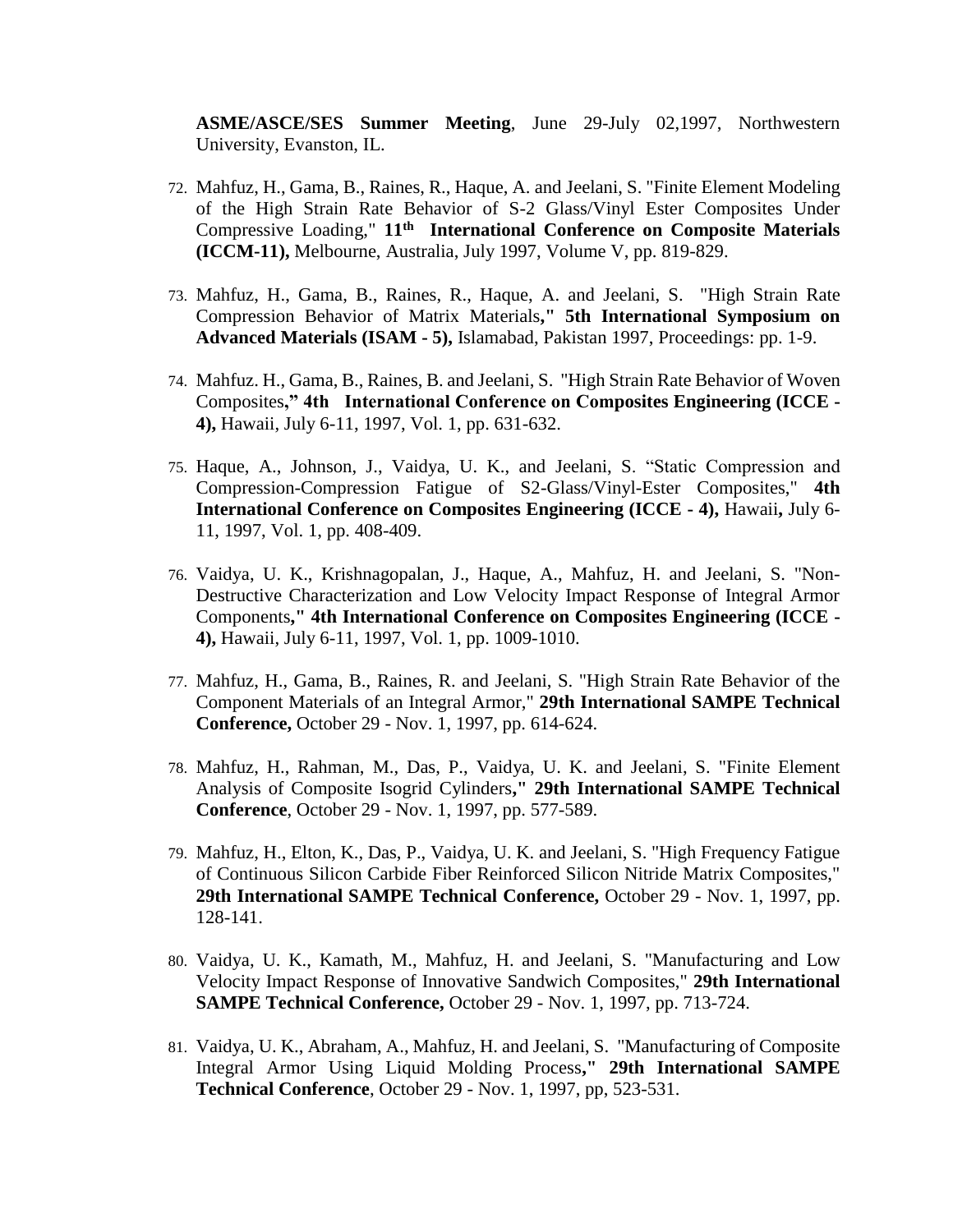**ASME/ASCE/SES Summer Meeting**, June 29-July 02,1997, Northwestern University, Evanston, IL.

72. Mahfuz, H., Gama, B., Raines, R., Haque, A. and Jeelani, S. "Finite Element Modeling of the High Strain Rate Behavior of S-2 Glass/Vinyl Ester Composites Under Compressive Loading," **11th International Conference on Composite Materials (ICCM-11),** Melbourne, Australia, July 1997, Volume V, pp. 819-829.

73. Mahfuz, H., Gama, B., Raines, R., Haque, A. and Jeelani, S. "High Strain Rate Compression Behavior of Matrix Materials**," 5th International Symposium on Advanced Materials (ISAM - 5),** Islamabad, Pakistan 1997, Proceedings: pp. 1-9.

74. Mahfuz. H., Gama, B., Raines, B. and Jeelani, S. "High Strain Rate Behavior of Woven Composites**," 4th International Conference on Composites Engineering (ICCE - 4),** Hawaii, July 6-11, 1997, Vol. 1, pp. 631-632.

75. Haque, A., Johnson, J., Vaidya, U. K., and Jeelani, S. "Static Compression and Compression-Compression Fatigue of S2-Glass/Vinyl-Ester Composites," **4th International Conference on Composites Engineering (ICCE - 4),** Hawaii**,** July 6-11, 1997, Vol. 1, pp. 408-409.

76. Vaidya, U. K., Krishnagopalan, J., Haque, A., Mahfuz, H. and Jeelani, S. "Non-Destructive Characterization and Low Velocity Impact Response of Integral Armor Components**," 4th International Conference on Composites Engineering (ICCE - 4),** Hawaii, July 6-11, 1997, Vol. 1, pp. 1009-1010.

77. Mahfuz, H., Gama, B., Raines, R. and Jeelani, S. "High Strain Rate Behavior of the Component Materials of an Integral Armor," **29th International SAMPE Technical Conference,** October 29 - Nov. 1, 1997, pp. 614-624.

78. Mahfuz, H., Rahman, M., Das, P., Vaidya, U. K. and Jeelani, S. "Finite Element Analysis of Composite Isogrid Cylinders**," 29th International SAMPE Technical Conference**, October 29 - Nov. 1, 1997, pp. 577-589.

79. Mahfuz, H., Elton, K., Das, P., Vaidya, U. K. and Jeelani, S. "High Frequency Fatigue of Continuous Silicon Carbide Fiber Reinforced Silicon Nitride Matrix Composites," **29th International SAMPE Technical Conference,** October 29 - Nov. 1, 1997, pp. 128-141.

80. Vaidya, U. K., Kamath, M., Mahfuz, H. and Jeelani, S. "Manufacturing and Low Velocity Impact Response of Innovative Sandwich Composites," **29th International SAMPE Technical Conference,** October 29 - Nov. 1, 1997, pp. 713-724.

81. Vaidya, U. K., Abraham, A., Mahfuz, H. and Jeelani, S. "Manufacturing of Composite Integral Armor Using Liquid Molding Process**," 29th International SAMPE Technical Conference**, October 29 - Nov. 1, 1997, pp, 523-531.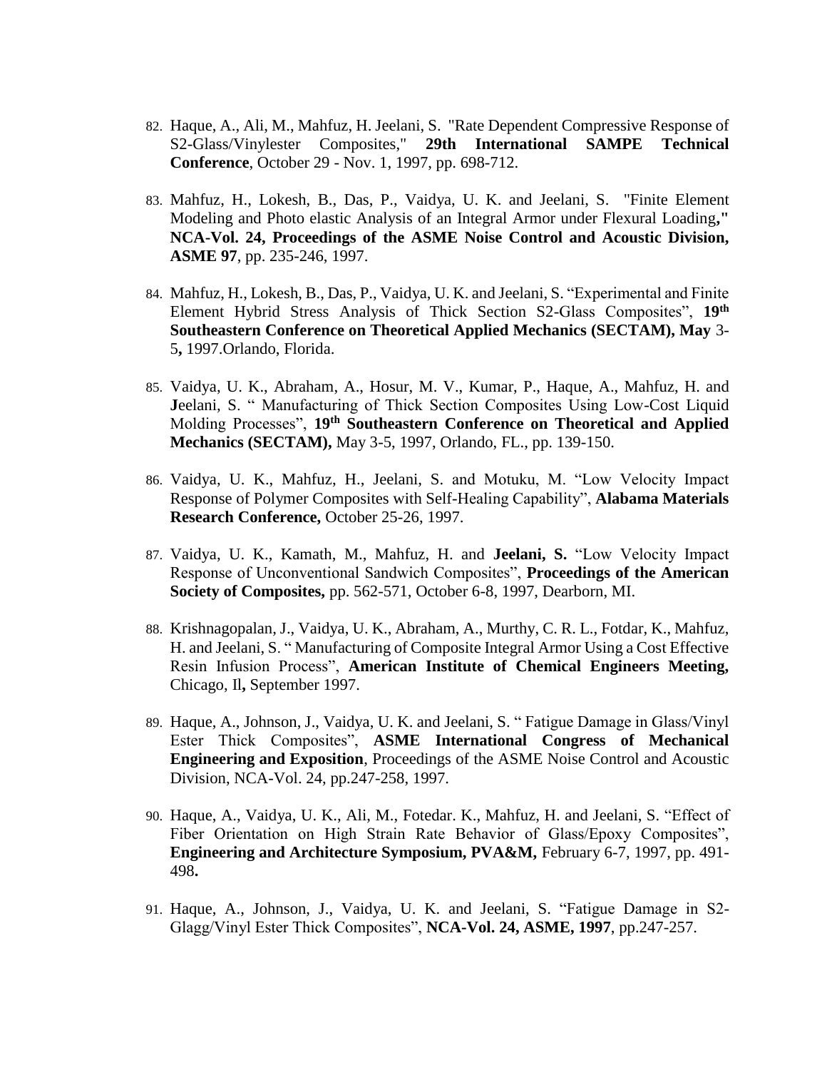82. Haque, A., Ali, M., Mahfuz, H. Jeelani, S. "Rate Dependent Compressive Response of S2-Glass/Vinylester Composites," **29th International SAMPE Technical Conference**, October 29 - Nov. 1, 1997, pp. 698-712.

83. Mahfuz, H., Lokesh, B., Das, P., Vaidya, U. K. and Jeelani, S. "Finite Element Modeling and Photo elastic Analysis of an Integral Armor under Flexural Loading**," NCA-Vol. 24, Proceedings of the ASME Noise Control and Acoustic Division, ASME 97**, pp. 235-246, 1997.

84. Mahfuz, H., Lokesh, B., Das, P., Vaidya, U. K. and Jeelani, S. "Experimental and Finite Element Hybrid Stress Analysis of Thick Section S2-Glass Composites", **19th Southeastern Conference on Theoretical Applied Mechanics (SECTAM), May** 3-5**,** 1997.Orlando, Florida.

85. Vaidya, U. K., Abraham, A., Hosur, M. V., Kumar, P., Haque, A., Mahfuz, H. and **J**eelani, S. " Manufacturing of Thick Section Composites Using Low-Cost Liquid Molding Processes", **19th Southeastern Conference on Theoretical and Applied Mechanics (SECTAM),** May 3-5, 1997, Orlando, FL., pp. 139-150.

86. Vaidya, U. K., Mahfuz, H., Jeelani, S. and Motuku, M. "Low Velocity Impact Response of Polymer Composites with Self-Healing Capability", **Alabama Materials Research Conference,** October 25-26, 1997.

87. Vaidya, U. K., Kamath, M., Mahfuz, H. and **Jeelani, S.** "Low Velocity Impact Response of Unconventional Sandwich Composites", **Proceedings of the American Society of Composites,** pp. 562-571, October 6-8, 1997, Dearborn, MI.

88. Krishnagopalan, J., Vaidya, U. K., Abraham, A., Murthy, C. R. L., Fotdar, K., Mahfuz, H. and Jeelani, S. " Manufacturing of Composite Integral Armor Using a Cost Effective Resin Infusion Process", **American Institute of Chemical Engineers Meeting,** Chicago, Il**,** September 1997.

89. Haque, A., Johnson, J., Vaidya, U. K. and Jeelani, S. " Fatigue Damage in Glass/Vinyl Ester Thick Composites", **ASME International Congress of Mechanical Engineering and Exposition**, Proceedings of the ASME Noise Control and Acoustic Division, NCA-Vol. 24, pp.247-258, 1997.

90. Haque, A., Vaidya, U. K., Ali, M., Fotedar. K., Mahfuz, H. and Jeelani, S. "Effect of Fiber Orientation on High Strain Rate Behavior of Glass/Epoxy Composites", **Engineering and Architecture Symposium, PVA&M,** February 6-7, 1997, pp. 491-498**.**

91. Haque, A., Johnson, J., Vaidya, U. K. and Jeelani, S. "Fatigue Damage in S2-Glagg/Vinyl Ester Thick Composites", **NCA-Vol. 24, ASME, 1997**, pp.247-257.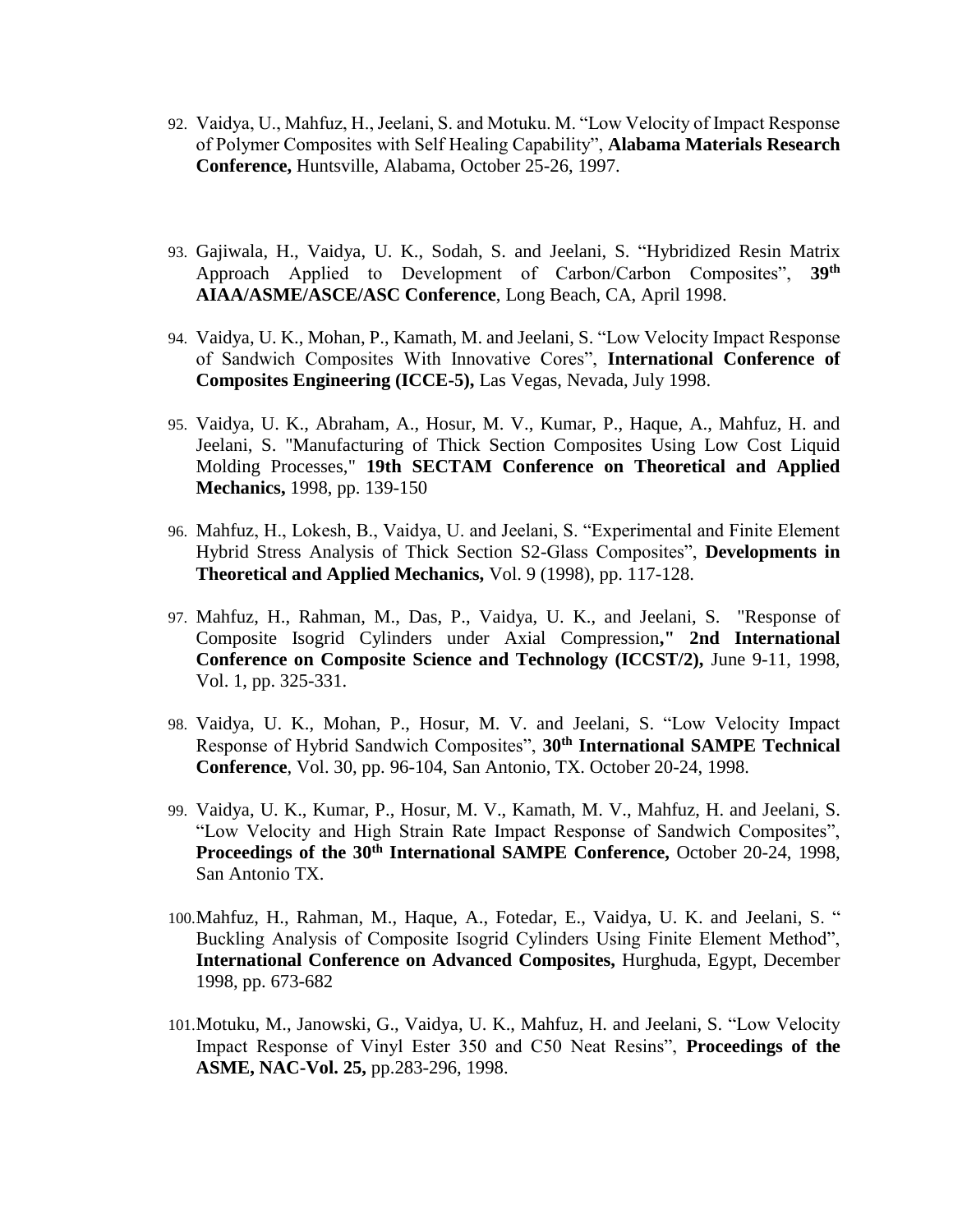92. Vaidya, U., Mahfuz, H., Jeelani, S. and Motuku. M. "Low Velocity of Impact Response of Polymer Composites with Self Healing Capability", **Alabama Materials Research Conference,** Huntsville, Alabama, October 25-26, 1997.

93. Gajiwala, H., Vaidya, U. K., Sodah, S. and Jeelani, S. "Hybridized Resin Matrix Approach Applied to Development of Carbon/Carbon Composites", **39th AIAA/ASME/ASCE/ASC Conference**, Long Beach, CA, April 1998.

94. Vaidya, U. K., Mohan, P., Kamath, M. and Jeelani, S. "Low Velocity Impact Response of Sandwich Composites With Innovative Cores", **International Conference of Composites Engineering (ICCE-5),** Las Vegas, Nevada, July 1998.

95. Vaidya, U. K., Abraham, A., Hosur, M. V., Kumar, P., Haque, A., Mahfuz, H. and Jeelani, S. "Manufacturing of Thick Section Composites Using Low Cost Liquid Molding Processes," **19th SECTAM Conference on Theoretical and Applied Mechanics,** 1998, pp. 139-150

96. Mahfuz, H., Lokesh, B., Vaidya, U. and Jeelani, S. "Experimental and Finite Element Hybrid Stress Analysis of Thick Section S2-Glass Composites", **Developments in Theoretical and Applied Mechanics,** Vol. 9 (1998), pp. 117-128.

97. Mahfuz, H., Rahman, M., Das, P., Vaidya, U. K., and Jeelani, S. "Response of Composite Isogrid Cylinders under Axial Compression**," 2nd International Conference on Composite Science and Technology (ICCST/2),** June 9-11, 1998, Vol. 1, pp. 325-331.

98. Vaidya, U. K., Mohan, P., Hosur, M. V. and Jeelani, S. "Low Velocity Impact Response of Hybrid Sandwich Composites", **30th International SAMPE Technical Conference**, Vol. 30, pp. 96-104, San Antonio, TX. October 20-24, 1998.

99. Vaidya, U. K., Kumar, P., Hosur, M. V., Kamath, M. V., Mahfuz, H. and Jeelani, S. "Low Velocity and High Strain Rate Impact Response of Sandwich Composites", **Proceedings of the 30th International SAMPE Conference,** October 20-24, 1998, San Antonio TX.

100. Mahfuz, H., Rahman, M., Haque, A., Fotedar, E., Vaidya, U. K. and Jeelani, S. " Buckling Analysis of Composite Isogrid Cylinders Using Finite Element Method", **International Conference on Advanced Composites,** Hurghuda, Egypt, December 1998, pp. 673-682

101. Motuku, M., Janowski, G., Vaidya, U. K., Mahfuz, H. and Jeelani, S. "Low Velocity Impact Response of Vinyl Ester 350 and C50 Neat Resins", **Proceedings of the ASME, NAC-Vol. 25,** pp.283-296, 1998.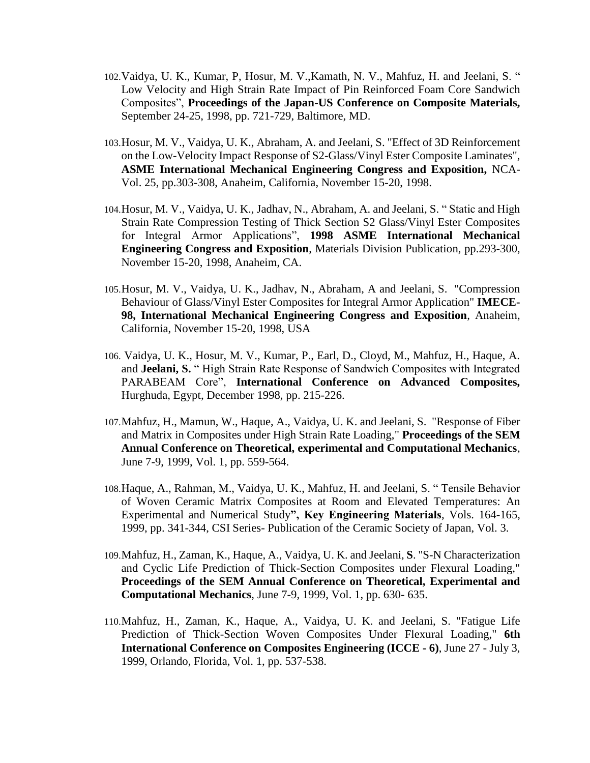102. Vaidya, U. K., Kumar, P, Hosur, M. V.,Kamath, N. V., Mahfuz, H. and Jeelani, S. " Low Velocity and High Strain Rate Impact of Pin Reinforced Foam Core Sandwich Composites", **Proceedings of the Japan-US Conference on Composite Materials,** September 24-25, 1998, pp. 721-729, Baltimore, MD.

103. Hosur, M. V., Vaidya, U. K., Abraham, A. and Jeelani, S. "Effect of 3D Reinforcement on the Low-Velocity Impact Response of S2-Glass/Vinyl Ester Composite Laminates", **ASME International Mechanical Engineering Congress and Exposition,** NCA-Vol. 25, pp.303-308, Anaheim, California, November 15-20, 1998.

104. Hosur, M. V., Vaidya, U. K., Jadhav, N., Abraham, A. and Jeelani, S. " Static and High Strain Rate Compression Testing of Thick Section S2 Glass/Vinyl Ester Composites for Integral Armor Applications", **1998 ASME International Mechanical Engineering Congress and Exposition**, Materials Division Publication, pp.293-300, November 15-20, 1998, Anaheim, CA.

105. Hosur, M. V., Vaidya, U. K., Jadhav, N., Abraham, A and Jeelani, S. "Compression Behaviour of Glass/Vinyl Ester Composites for Integral Armor Application" **IMECE-98, International Mechanical Engineering Congress and Exposition**, Anaheim, California, November 15-20, 1998, USA

106. Vaidya, U. K., Hosur, M. V., Kumar, P., Earl, D., Cloyd, M., Mahfuz, H., Haque, A. and **Jeelani, S.** " High Strain Rate Response of Sandwich Composites with Integrated PARABEAM Core", **International Conference on Advanced Composites,** Hurghuda, Egypt, December 1998, pp. 215-226.

107. Mahfuz, H., Mamun, W., Haque, A., Vaidya, U. K. and Jeelani, S. "Response of Fiber and Matrix in Composites under High Strain Rate Loading," **Proceedings of the SEM Annual Conference on Theoretical, experimental and Computational Mechanics**, June 7-9, 1999, Vol. 1, pp. 559-564.

108. Haque, A., Rahman, M., Vaidya, U. K., Mahfuz, H. and Jeelani, S. " Tensile Behavior of Woven Ceramic Matrix Composites at Room and Elevated Temperatures: An Experimental and Numerical Study**", Key Engineering Materials**, Vols. 164-165, 1999, pp. 341-344, CSI Series- Publication of the Ceramic Society of Japan, Vol. 3.

109. Mahfuz, H., Zaman, K., Haque, A., Vaidya, U. K. and Jeelani, **S**. "S-N Characterization and Cyclic Life Prediction of Thick-Section Composites under Flexural Loading," **Proceedings of the SEM Annual Conference on Theoretical, Experimental and Computational Mechanics**, June 7-9, 1999, Vol. 1, pp. 630- 635.

110. Mahfuz, H., Zaman, K., Haque, A., Vaidya, U. K. and Jeelani, S. "Fatigue Life Prediction of Thick-Section Woven Composites Under Flexural Loading," **6th International Conference on Composites Engineering (ICCE - 6)**, June 27 - July 3, 1999, Orlando, Florida, Vol. 1, pp. 537-538.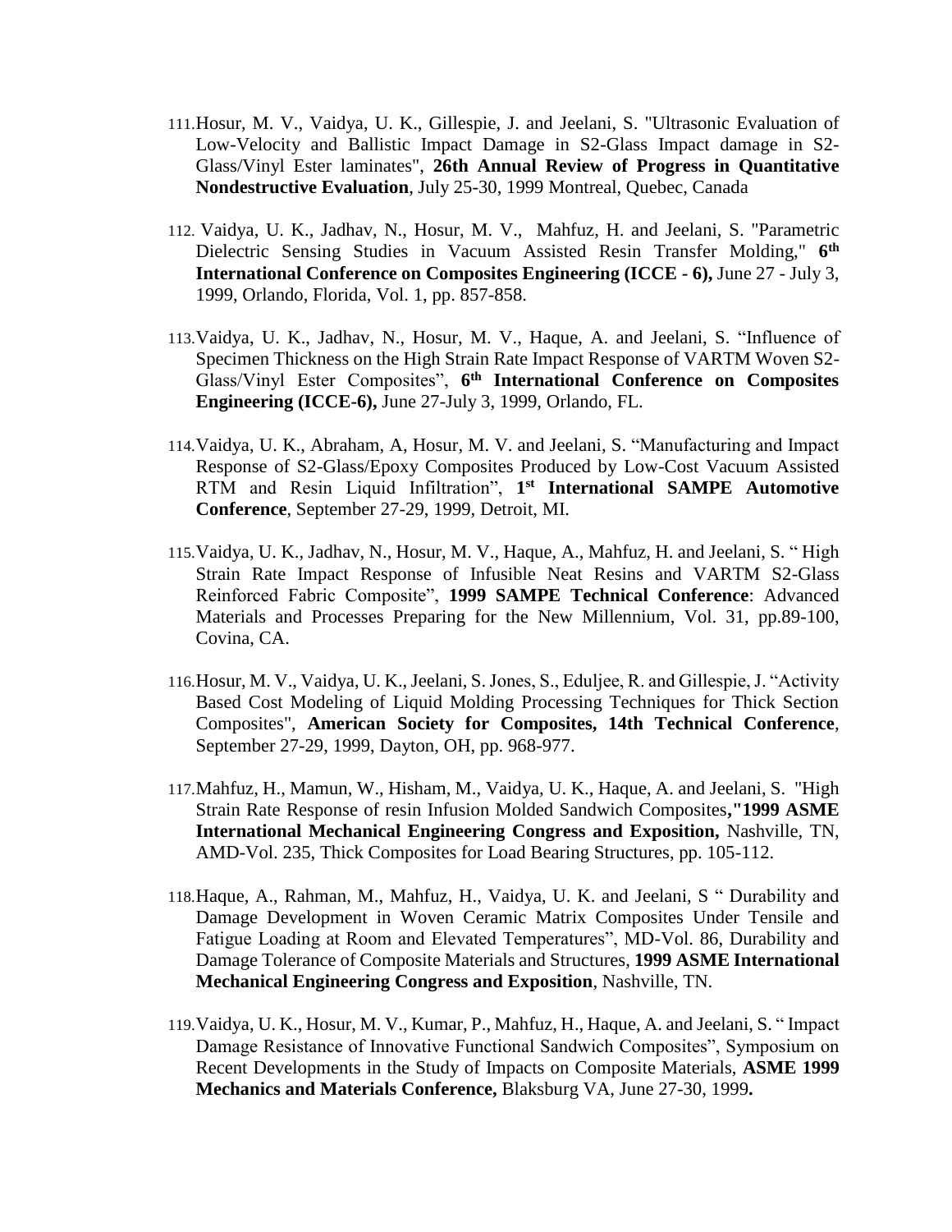111. Hosur, M. V., Vaidya, U. K., Gillespie, J. and Jeelani, S. "Ultrasonic Evaluation of Low-Velocity and Ballistic Impact Damage in S2-Glass Impact damage in S2-Glass/Vinyl Ester laminates", **26th Annual Review of Progress in Quantitative Nondestructive Evaluation**, July 25-30, 1999 Montreal, Quebec, Canada

112. Vaidya, U. K., Jadhav, N., Hosur, M. V., Mahfuz, H. and Jeelani, S. "Parametric Dielectric Sensing Studies in Vacuum Assisted Resin Transfer Molding," **6th International Conference on Composites Engineering (ICCE - 6),** June 27 - July 3, 1999, Orlando, Florida, Vol. 1, pp. 857-858.

113. Vaidya, U. K., Jadhav, N., Hosur, M. V., Haque, A. and Jeelani, S. "Influence of Specimen Thickness on the High Strain Rate Impact Response of VARTM Woven S2-Glass/Vinyl Ester Composites", **6th International Conference on Composites Engineering (ICCE-6),** June 27-July 3, 1999, Orlando, FL.

114. Vaidya, U. K., Abraham, A, Hosur, M. V. and Jeelani, S. "Manufacturing and Impact Response of S2-Glass/Epoxy Composites Produced by Low-Cost Vacuum Assisted RTM and Resin Liquid Infiltration", **1st International SAMPE Automotive Conference**, September 27-29, 1999, Detroit, MI.

115. Vaidya, U. K., Jadhav, N., Hosur, M. V., Haque, A., Mahfuz, H. and Jeelani, S. " High Strain Rate Impact Response of Infusible Neat Resins and VARTM S2-Glass Reinforced Fabric Composite", **1999 SAMPE Technical Conference**: Advanced Materials and Processes Preparing for the New Millennium, Vol. 31, pp.89-100, Covina, CA.

116. Hosur, M. V., Vaidya, U. K., Jeelani, S. Jones, S., Eduljee, R. and Gillespie, J. "Activity Based Cost Modeling of Liquid Molding Processing Techniques for Thick Section Composites", **American Society for Composites, 14th Technical Conference**, September 27-29, 1999, Dayton, OH, pp. 968-977.

117. Mahfuz, H., Mamun, W., Hisham, M., Vaidya, U. K., Haque, A. and Jeelani, S. "High Strain Rate Response of resin Infusion Molded Sandwich Composites**,"1999 ASME International Mechanical Engineering Congress and Exposition,** Nashville, TN, AMD-Vol. 235, Thick Composites for Load Bearing Structures, pp. 105-112.

118. Haque, A., Rahman, M., Mahfuz, H., Vaidya, U. K. and Jeelani, S " Durability and Damage Development in Woven Ceramic Matrix Composites Under Tensile and Fatigue Loading at Room and Elevated Temperatures", MD-Vol. 86, Durability and Damage Tolerance of Composite Materials and Structures, **1999 ASME International Mechanical Engineering Congress and Exposition**, Nashville, TN.

119. Vaidya, U. K., Hosur, M. V., Kumar, P., Mahfuz, H., Haque, A. and Jeelani, S. " Impact Damage Resistance of Innovative Functional Sandwich Composites", Symposium on Recent Developments in the Study of Impacts on Composite Materials, **ASME 1999 Mechanics and Materials Conference,** Blaksburg VA, June 27-30, 1999**.**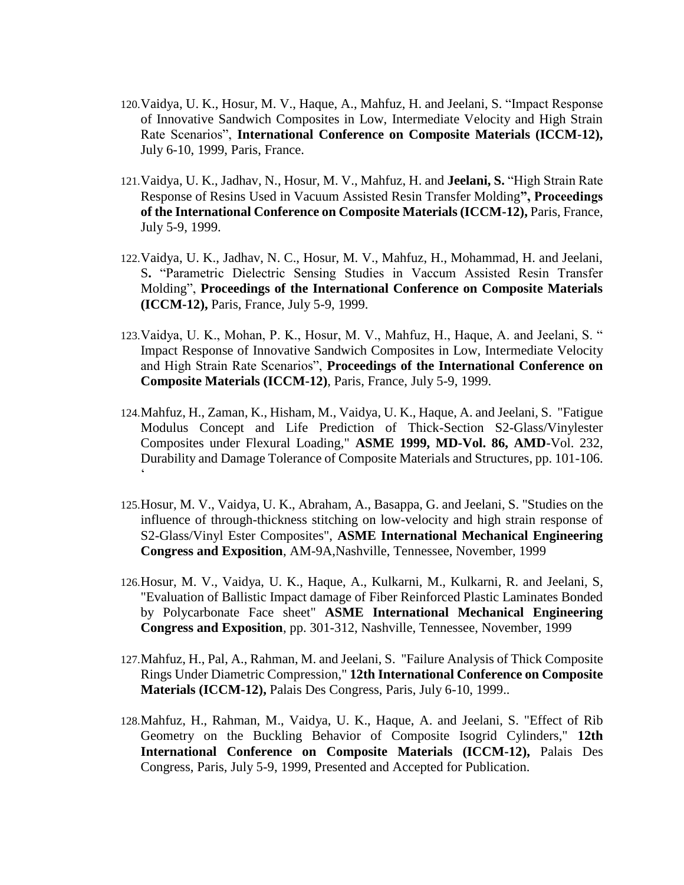120. Vaidya, U. K., Hosur, M. V., Haque, A., Mahfuz, H. and Jeelani, S. “Impact Response of Innovative Sandwich Composites in Low, Intermediate Velocity and High Strain Rate Scenarios”, **International Conference on Composite Materials (ICCM-12),** July 6-10, 1999, Paris, France.

121. Vaidya, U. K., Jadhav, N., Hosur, M. V., Mahfuz, H. and **Jeelani, S.** “High Strain Rate Response of Resins Used in Vacuum Assisted Resin Transfer Molding**”, Proceedings of the International Conference on Composite Materials (ICCM-12),** Paris, France, July 5-9, 1999.

122. Vaidya, U. K., Jadhav, N. C., Hosur, M. V., Mahfuz, H., Mohammad, H. and Jeelani, S**.** “Parametric Dielectric Sensing Studies in Vaccum Assisted Resin Transfer Molding”, **Proceedings of the International Conference on Composite Materials (ICCM-12),** Paris, France, July 5-9, 1999.

123. Vaidya, U. K., Mohan, P. K., Hosur, M. V., Mahfuz, H., Haque, A. and Jeelani, S. “ Impact Response of Innovative Sandwich Composites in Low, Intermediate Velocity and High Strain Rate Scenarios”, **Proceedings of the International Conference on Composite Materials (ICCM-12)**, Paris, France, July 5-9, 1999.

124. Mahfuz, H., Zaman, K., Hisham, M., Vaidya, U. K., Haque, A. and Jeelani, S. "Fatigue Modulus Concept and Life Prediction of Thick-Section S2-Glass/Vinylester Composites under Flexural Loading," **ASME 1999, MD-Vol. 86, AMD**-Vol. 232, Durability and Damage Tolerance of Composite Materials and Structures, pp. 101-106. ‘

125. Hosur, M. V., Vaidya, U. K., Abraham, A., Basappa, G. and Jeelani, S. "Studies on the influence of through-thickness stitching on low-velocity and high strain response of S2-Glass/Vinyl Ester Composites", **ASME International Mechanical Engineering Congress and Exposition**, AM-9A,Nashville, Tennessee, November, 1999

126. Hosur, M. V., Vaidya, U. K., Haque, A., Kulkarni, M., Kulkarni, R. and Jeelani, S, "Evaluation of Ballistic Impact damage of Fiber Reinforced Plastic Laminates Bonded by Polycarbonate Face sheet" **ASME International Mechanical Engineering Congress and Exposition**, pp. 301-312, Nashville, Tennessee, November, 1999

127. Mahfuz, H., Pal, A., Rahman, M. and Jeelani, S. "Failure Analysis of Thick Composite Rings Under Diametric Compression," **12th International Conference on Composite Materials (ICCM-12),** Palais Des Congress, Paris, July 6-10, 1999..

128. Mahfuz, H., Rahman, M., Vaidya, U. K., Haque, A. and Jeelani, S. "Effect of Rib Geometry on the Buckling Behavior of Composite Isogrid Cylinders," **12th International Conference on Composite Materials (ICCM-12),** Palais Des Congress, Paris, July 5-9, 1999, Presented and Accepted for Publication.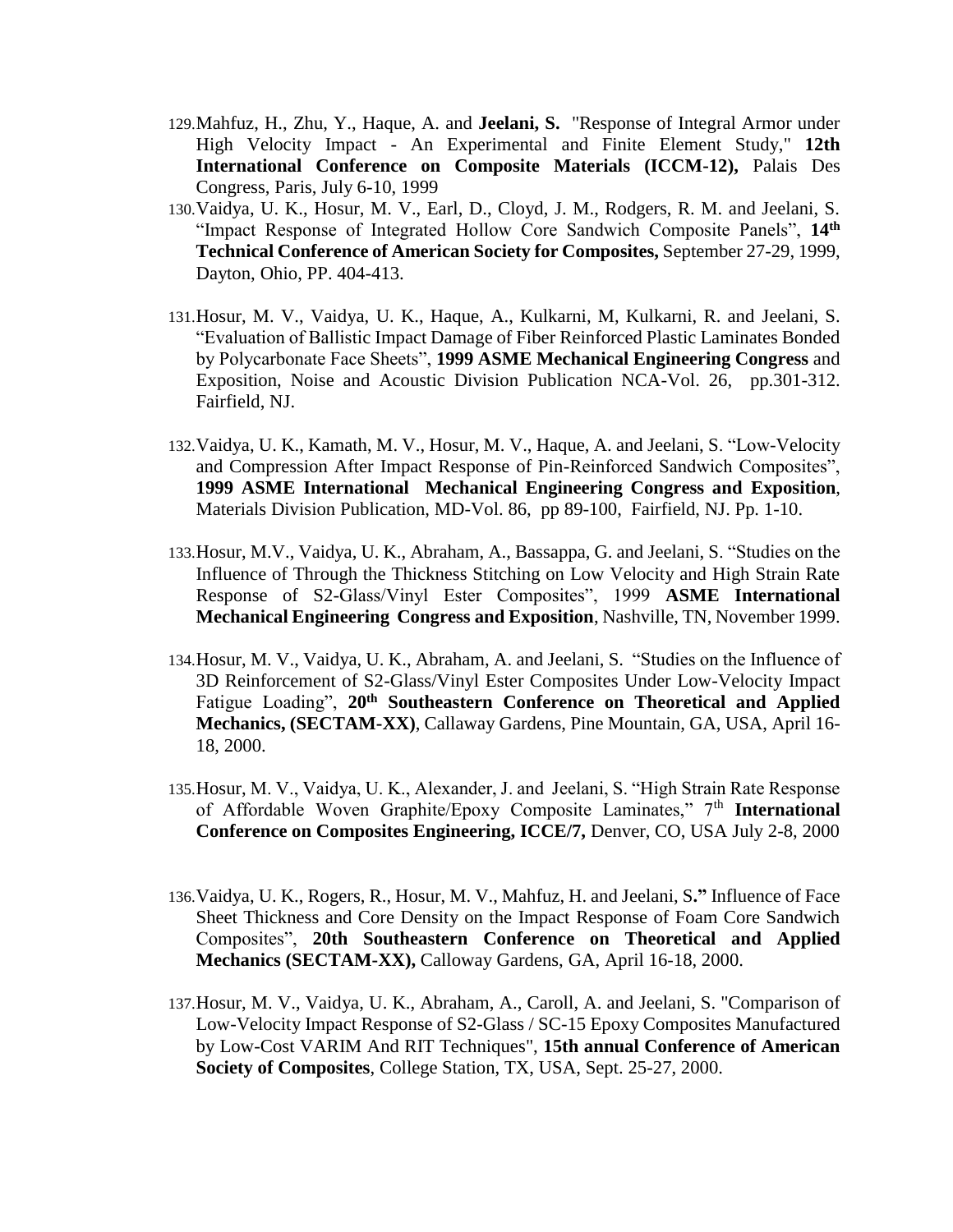129. Mahfuz, H., Zhu, Y., Haque, A. and **Jeelani, S.** "Response of Integral Armor under High Velocity Impact - An Experimental and Finite Element Study," **12th International Conference on Composite Materials (ICCM-12),** Palais Des Congress, Paris, July 6-10, 1999

130. Vaidya, U. K., Hosur, M. V., Earl, D., Cloyd, J. M., Rodgers, R. M. and Jeelani, S. "Impact Response of Integrated Hollow Core Sandwich Composite Panels", **14th Technical Conference of American Society for Composites,** September 27-29, 1999, Dayton, Ohio, PP. 404-413.

131. Hosur, M. V., Vaidya, U. K., Haque, A., Kulkarni, M, Kulkarni, R. and Jeelani, S. "Evaluation of Ballistic Impact Damage of Fiber Reinforced Plastic Laminates Bonded by Polycarbonate Face Sheets", **1999 ASME Mechanical Engineering Congress** and Exposition, Noise and Acoustic Division Publication NCA-Vol. 26, pp.301-312. Fairfield, NJ.

132. Vaidya, U. K., Kamath, M. V., Hosur, M. V., Haque, A. and Jeelani, S. "Low-Velocity and Compression After Impact Response of Pin-Reinforced Sandwich Composites", **1999 ASME International Mechanical Engineering Congress and Exposition**, Materials Division Publication, MD-Vol. 86, pp 89-100, Fairfield, NJ. Pp. 1-10.

133. Hosur, M.V., Vaidya, U. K., Abraham, A., Bassappa, G. and Jeelani, S. "Studies on the Influence of Through the Thickness Stitching on Low Velocity and High Strain Rate Response of S2-Glass/Vinyl Ester Composites", 1999 **ASME International Mechanical Engineering Congress and Exposition**, Nashville, TN, November 1999.

134. Hosur, M. V., Vaidya, U. K., Abraham, A. and Jeelani, S. "Studies on the Influence of 3D Reinforcement of S2-Glass/Vinyl Ester Composites Under Low-Velocity Impact Fatigue Loading", **20th Southeastern Conference on Theoretical and Applied Mechanics, (SECTAM-XX)**, Callaway Gardens, Pine Mountain, GA, USA, April 16-18, 2000.

135. Hosur, M. V., Vaidya, U. K., Alexander, J. and Jeelani, S. "High Strain Rate Response of Affordable Woven Graphite/Epoxy Composite Laminates," 7th **International Conference on Composites Engineering, ICCE/7,** Denver, CO, USA July 2-8, 2000

136. Vaidya, U. K., Rogers, R., Hosur, M. V., Mahfuz, H. and Jeelani, S**."** Influence of Face Sheet Thickness and Core Density on the Impact Response of Foam Core Sandwich Composites", **20th Southeastern Conference on Theoretical and Applied Mechanics (SECTAM-XX),** Calloway Gardens, GA, April 16-18, 2000.

137. Hosur, M. V., Vaidya, U. K., Abraham, A., Caroll, A. and Jeelani, S. "Comparison of Low-Velocity Impact Response of S2-Glass / SC-15 Epoxy Composites Manufactured by Low-Cost VARIM And RIT Techniques", **15th annual Conference of American Society of Composites**, College Station, TX, USA, Sept. 25-27, 2000.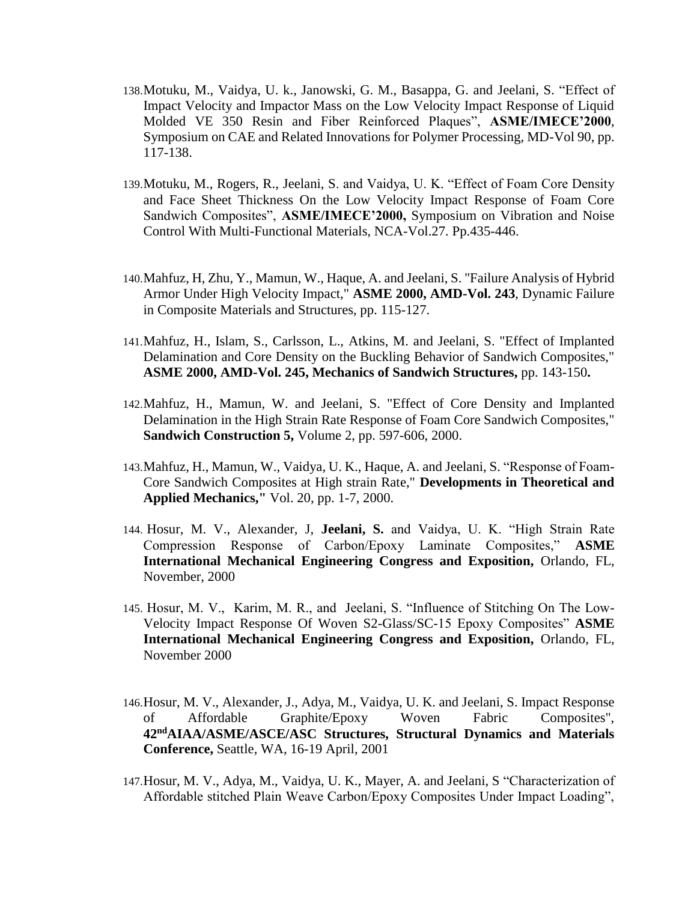138. Motuku, M., Vaidya, U. k., Janowski, G. M., Basappa, G. and Jeelani, S. "Effect of Impact Velocity and Impactor Mass on the Low Velocity Impact Response of Liquid Molded VE 350 Resin and Fiber Reinforced Plaques", **ASME/IMECE'2000**, Symposium on CAE and Related Innovations for Polymer Processing, MD-Vol 90, pp. 117-138.

139. Motuku, M., Rogers, R., Jeelani, S. and Vaidya, U. K. "Effect of Foam Core Density and Face Sheet Thickness On the Low Velocity Impact Response of Foam Core Sandwich Composites", **ASME/IMECE'2000,** Symposium on Vibration and Noise Control With Multi-Functional Materials, NCA-Vol.27. Pp.435-446.

140. Mahfuz, H, Zhu, Y., Mamun, W., Haque, A. and Jeelani, S. "Failure Analysis of Hybrid Armor Under High Velocity Impact," **ASME 2000, AMD-Vol. 243**, Dynamic Failure in Composite Materials and Structures, pp. 115-127.

141. Mahfuz, H., Islam, S., Carlsson, L., Atkins, M. and Jeelani, S. "Effect of Implanted Delamination and Core Density on the Buckling Behavior of Sandwich Composites," **ASME 2000, AMD-Vol. 245, Mechanics of Sandwich Structures,** pp. 143-150**.**

142. Mahfuz, H., Mamun, W. and Jeelani, S. "Effect of Core Density and Implanted Delamination in the High Strain Rate Response of Foam Core Sandwich Composites," **Sandwich Construction 5,** Volume 2, pp. 597-606, 2000.

143. Mahfuz, H., Mamun, W., Vaidya, U. K., Haque, A. and Jeelani, S. "Response of Foam-Core Sandwich Composites at High strain Rate," **Developments in Theoretical and Applied Mechanics,"** Vol. 20, pp. 1-7, 2000.

144. Hosur, M. V., Alexander, J, **Jeelani, S.** and Vaidya, U. K. "High Strain Rate Compression Response of Carbon/Epoxy Laminate Composites," **ASME International Mechanical Engineering Congress and Exposition,** Orlando, FL, November, 2000

145. Hosur, M. V., Karim, M. R., and Jeelani, S. "Influence of Stitching On The Low-Velocity Impact Response Of Woven S2-Glass/SC-15 Epoxy Composites" **ASME International Mechanical Engineering Congress and Exposition,** Orlando, FL, November 2000

146. Hosur, M. V., Alexander, J., Adya, M., Vaidya, U. K. and Jeelani, S. Impact Response of Affordable Graphite/Epoxy Woven Fabric Composites", **42nd AIAA/ASME/ASCE/ASC Structures, Structural Dynamics and Materials Conference,** Seattle, WA, 16-19 April, 2001

147. Hosur, M. V., Adya, M., Vaidya, U. K., Mayer, A. and Jeelani, S "Characterization of Affordable stitched Plain Weave Carbon/Epoxy Composites Under Impact Loading",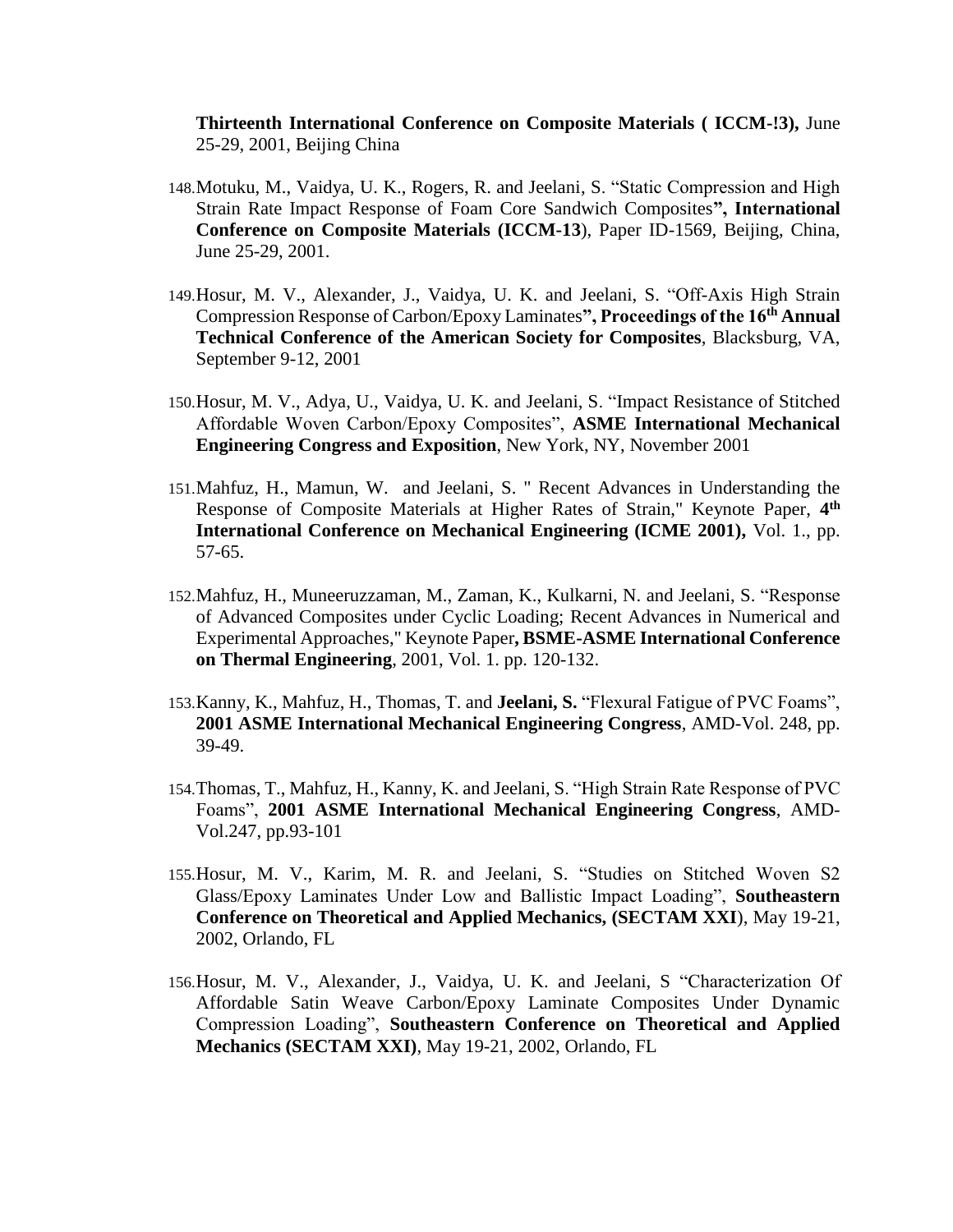**Thirteenth International Conference on Composite Materials ( ICCM-!3),** June 25-29, 2001, Beijing China

148. Motuku, M., Vaidya, U. K., Rogers, R. and Jeelani, S. "Static Compression and High Strain Rate Impact Response of Foam Core Sandwich Composites**", International Conference on Composite Materials (ICCM-13**), Paper ID-1569, Beijing, China, June 25-29, 2001.

149. Hosur, M. V., Alexander, J., Vaidya, U. K. and Jeelani, S. "Off-Axis High Strain Compression Response of Carbon/Epoxy Laminates**", Proceedings of the 16th Annual Technical Conference of the American Society for Composites**, Blacksburg, VA, September 9-12, 2001

150. Hosur, M. V., Adya, U., Vaidya, U. K. and Jeelani, S. "Impact Resistance of Stitched Affordable Woven Carbon/Epoxy Composites", **ASME International Mechanical Engineering Congress and Exposition**, New York, NY, November 2001

151. Mahfuz, H., Mamun, W. and Jeelani, S. " Recent Advances in Understanding the Response of Composite Materials at Higher Rates of Strain," Keynote Paper, **4th International Conference on Mechanical Engineering (ICME 2001),** Vol. 1., pp. 57-65.

152. Mahfuz, H., Muneeruzzaman, M., Zaman, K., Kulkarni, N. and Jeelani, S. "Response of Advanced Composites under Cyclic Loading; Recent Advances in Numerical and Experimental Approaches," Keynote Paper**, BSME-ASME International Conference on Thermal Engineering**, 2001, Vol. 1. pp. 120-132.

153. Kanny, K., Mahfuz, H., Thomas, T. and **Jeelani, S.** "Flexural Fatigue of PVC Foams", **2001 ASME International Mechanical Engineering Congress**, AMD-Vol. 248, pp. 39-49.

154. Thomas, T., Mahfuz, H., Kanny, K. and Jeelani, S. "High Strain Rate Response of PVC Foams", **2001 ASME International Mechanical Engineering Congress**, AMD-Vol.247, pp.93-101

155. Hosur, M. V., Karim, M. R. and Jeelani, S. "Studies on Stitched Woven S2 Glass/Epoxy Laminates Under Low and Ballistic Impact Loading", **Southeastern Conference on Theoretical and Applied Mechanics, (SECTAM XXI**), May 19-21, 2002, Orlando, FL

156. Hosur, M. V., Alexander, J., Vaidya, U. K. and Jeelani, S "Characterization Of Affordable Satin Weave Carbon/Epoxy Laminate Composites Under Dynamic Compression Loading", **Southeastern Conference on Theoretical and Applied Mechanics (SECTAM XXI)**, May 19-21, 2002, Orlando, FL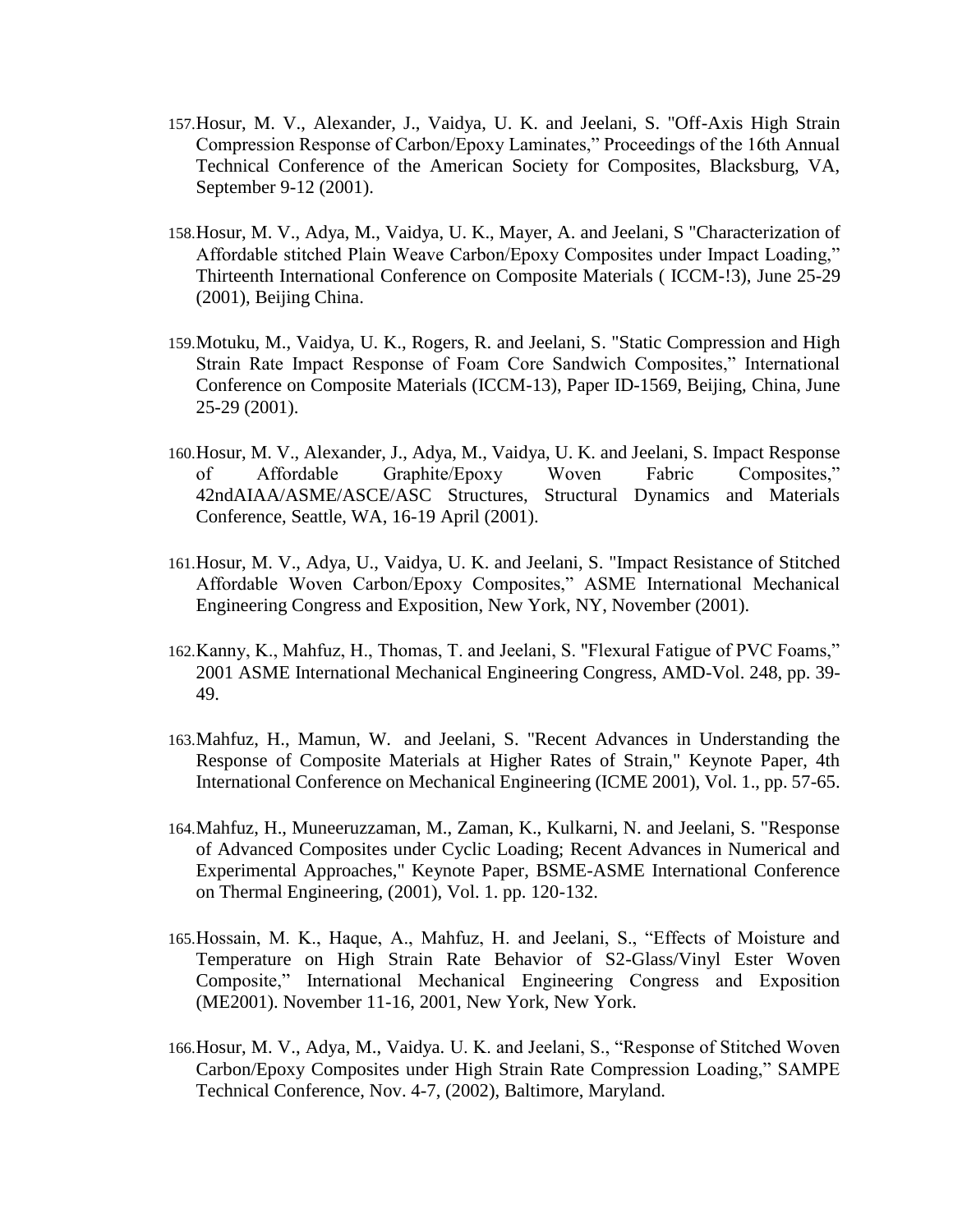157. Hosur, M. V., Alexander, J., Vaidya, U. K. and Jeelani, S. "Off-Axis High Strain Compression Response of Carbon/Epoxy Laminates," Proceedings of the 16th Annual Technical Conference of the American Society for Composites, Blacksburg, VA, September 9-12 (2001).

158. Hosur, M. V., Adya, M., Vaidya, U. K., Mayer, A. and Jeelani, S "Characterization of Affordable stitched Plain Weave Carbon/Epoxy Composites under Impact Loading," Thirteenth International Conference on Composite Materials ( ICCM-!3), June 25-29 (2001), Beijing China.

159. Motuku, M., Vaidya, U. K., Rogers, R. and Jeelani, S. "Static Compression and High Strain Rate Impact Response of Foam Core Sandwich Composites," International Conference on Composite Materials (ICCM-13), Paper ID-1569, Beijing, China, June 25-29 (2001).

160. Hosur, M. V., Alexander, J., Adya, M., Vaidya, U. K. and Jeelani, S. Impact Response of Affordable Graphite/Epoxy Woven Fabric Composites," 42ndAIAA/ASME/ASCE/ASC Structures, Structural Dynamics and Materials Conference, Seattle, WA, 16-19 April (2001).

161. Hosur, M. V., Adya, U., Vaidya, U. K. and Jeelani, S. "Impact Resistance of Stitched Affordable Woven Carbon/Epoxy Composites," ASME International Mechanical Engineering Congress and Exposition, New York, NY, November (2001).

162. Kanny, K., Mahfuz, H., Thomas, T. and Jeelani, S. "Flexural Fatigue of PVC Foams," 2001 ASME International Mechanical Engineering Congress, AMD-Vol. 248, pp. 39-49.

163. Mahfuz, H., Mamun, W. and Jeelani, S. "Recent Advances in Understanding the Response of Composite Materials at Higher Rates of Strain," Keynote Paper, 4th International Conference on Mechanical Engineering (ICME 2001), Vol. 1., pp. 57-65.

164. Mahfuz, H., Muneeruzzaman, M., Zaman, K., Kulkarni, N. and Jeelani, S. "Response of Advanced Composites under Cyclic Loading; Recent Advances in Numerical and Experimental Approaches," Keynote Paper, BSME-ASME International Conference on Thermal Engineering, (2001), Vol. 1. pp. 120-132.

165. Hossain, M. K., Haque, A., Mahfuz, H. and Jeelani, S., "Effects of Moisture and Temperature on High Strain Rate Behavior of S2-Glass/Vinyl Ester Woven Composite," International Mechanical Engineering Congress and Exposition (ME2001). November 11-16, 2001, New York, New York.

166. Hosur, M. V., Adya, M., Vaidya. U. K. and Jeelani, S., "Response of Stitched Woven Carbon/Epoxy Composites under High Strain Rate Compression Loading," SAMPE Technical Conference, Nov. 4-7, (2002), Baltimore, Maryland.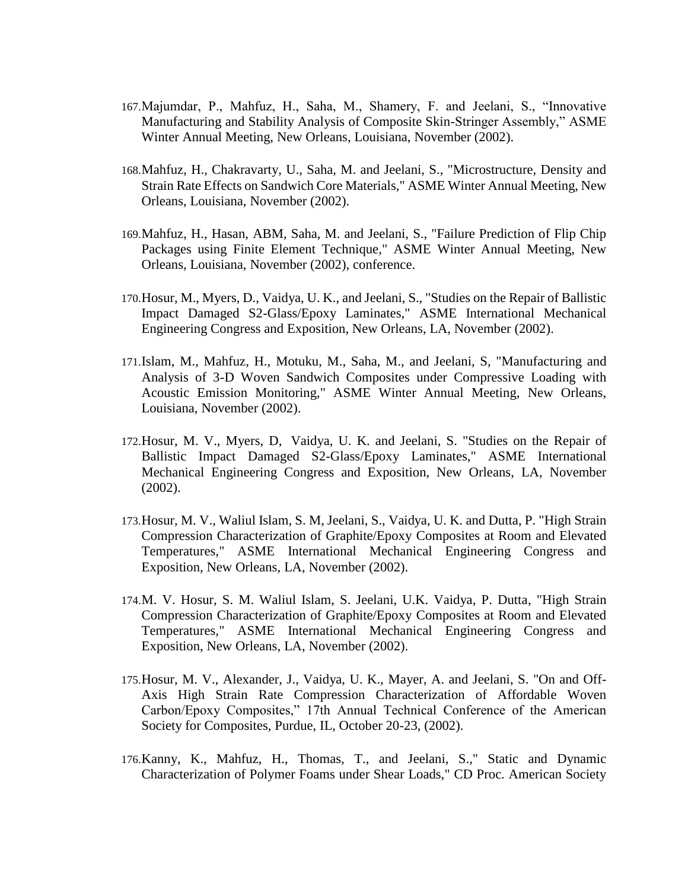167. Majumdar, P., Mahfuz, H., Saha, M., Shamery, F. and Jeelani, S., “Innovative Manufacturing and Stability Analysis of Composite Skin-Stringer Assembly,” ASME Winter Annual Meeting, New Orleans, Louisiana, November (2002).

168. Mahfuz, H., Chakravarty, U., Saha, M. and Jeelani, S., "Microstructure, Density and Strain Rate Effects on Sandwich Core Materials," ASME Winter Annual Meeting, New Orleans, Louisiana, November (2002).

169. Mahfuz, H., Hasan, ABM, Saha, M. and Jeelani, S., "Failure Prediction of Flip Chip Packages using Finite Element Technique," ASME Winter Annual Meeting, New Orleans, Louisiana, November (2002), conference.

170. Hosur, M., Myers, D., Vaidya, U. K., and Jeelani, S., "Studies on the Repair of Ballistic Impact Damaged S2-Glass/Epoxy Laminates," ASME International Mechanical Engineering Congress and Exposition, New Orleans, LA, November (2002).

171. Islam, M., Mahfuz, H., Motuku, M., Saha, M., and Jeelani, S, "Manufacturing and Analysis of 3-D Woven Sandwich Composites under Compressive Loading with Acoustic Emission Monitoring," ASME Winter Annual Meeting, New Orleans, Louisiana, November (2002).

172. Hosur, M. V., Myers, D, Vaidya, U. K. and Jeelani, S. "Studies on the Repair of Ballistic Impact Damaged S2-Glass/Epoxy Laminates," ASME International Mechanical Engineering Congress and Exposition, New Orleans, LA, November (2002).

173. Hosur, M. V., Waliul Islam, S. M, Jeelani, S., Vaidya, U. K. and Dutta, P. "High Strain Compression Characterization of Graphite/Epoxy Composites at Room and Elevated Temperatures," ASME International Mechanical Engineering Congress and Exposition, New Orleans, LA, November (2002).

174. M. V. Hosur, S. M. Waliul Islam, S. Jeelani, U.K. Vaidya, P. Dutta, "High Strain Compression Characterization of Graphite/Epoxy Composites at Room and Elevated Temperatures," ASME International Mechanical Engineering Congress and Exposition, New Orleans, LA, November (2002).

175. Hosur, M. V., Alexander, J., Vaidya, U. K., Mayer, A. and Jeelani, S. "On and Off-Axis High Strain Rate Compression Characterization of Affordable Woven Carbon/Epoxy Composites,” 17th Annual Technical Conference of the American Society for Composites, Purdue, IL, October 20-23, (2002).

176. Kanny, K., Mahfuz, H., Thomas, T., and Jeelani, S.," Static and Dynamic Characterization of Polymer Foams under Shear Loads," CD Proc. American Society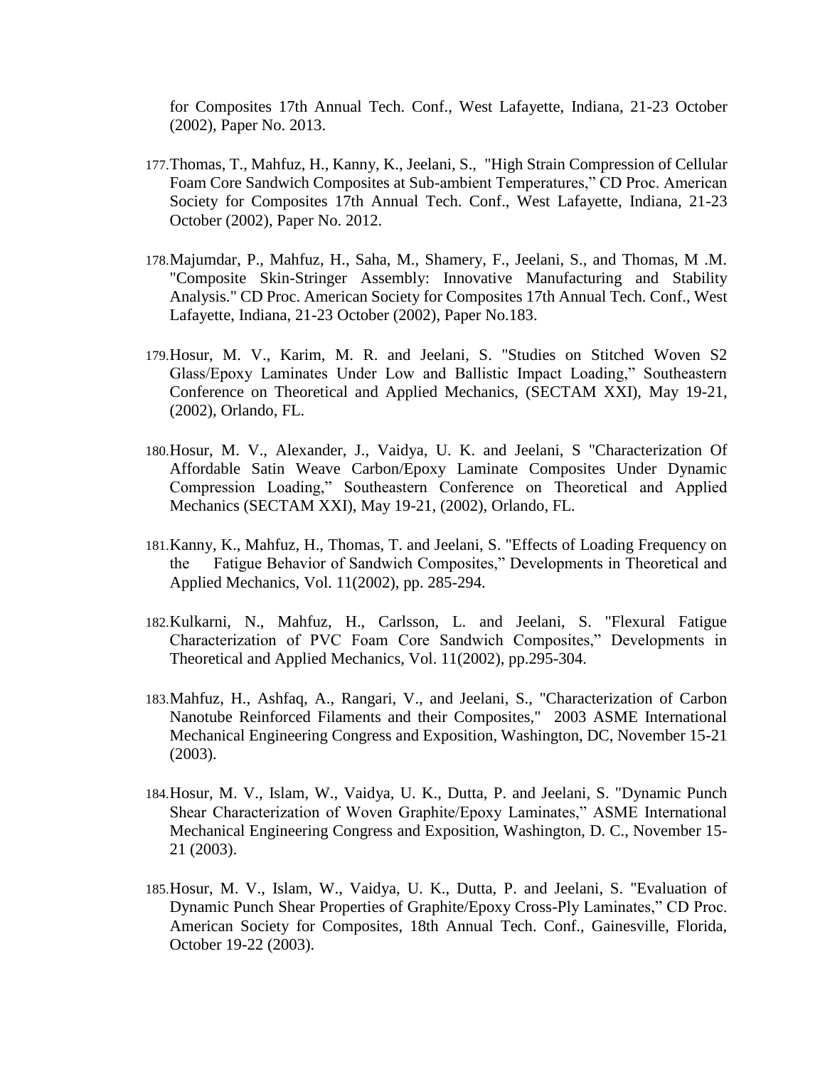for Composites 17th Annual Tech. Conf., West Lafayette, Indiana, 21-23 October (2002), Paper No. 2013.

177. Thomas, T., Mahfuz, H., Kanny, K., Jeelani, S., "High Strain Compression of Cellular Foam Core Sandwich Composites at Sub-ambient Temperatures," CD Proc. American Society for Composites 17th Annual Tech. Conf., West Lafayette, Indiana, 21-23 October (2002), Paper No. 2012.

178. Majumdar, P., Mahfuz, H., Saha, M., Shamery, F., Jeelani, S., and Thomas, M .M. "Composite Skin-Stringer Assembly: Innovative Manufacturing and Stability Analysis." CD Proc. American Society for Composites 17th Annual Tech. Conf., West Lafayette, Indiana, 21-23 October (2002), Paper No.183.

179. Hosur, M. V., Karim, M. R. and Jeelani, S. "Studies on Stitched Woven S2 Glass/Epoxy Laminates Under Low and Ballistic Impact Loading," Southeastern Conference on Theoretical and Applied Mechanics, (SECTAM XXI), May 19-21, (2002), Orlando, FL.

180. Hosur, M. V., Alexander, J., Vaidya, U. K. and Jeelani, S "Characterization Of Affordable Satin Weave Carbon/Epoxy Laminate Composites Under Dynamic Compression Loading," Southeastern Conference on Theoretical and Applied Mechanics (SECTAM XXI), May 19-21, (2002), Orlando, FL.

181. Kanny, K., Mahfuz, H., Thomas, T. and Jeelani, S. "Effects of Loading Frequency on the Fatigue Behavior of Sandwich Composites," Developments in Theoretical and Applied Mechanics, Vol. 11(2002), pp. 285-294.

182. Kulkarni, N., Mahfuz, H., Carlsson, L. and Jeelani, S. "Flexural Fatigue Characterization of PVC Foam Core Sandwich Composites," Developments in Theoretical and Applied Mechanics, Vol. 11(2002), pp.295-304.

183. Mahfuz, H., Ashfaq, A., Rangari, V., and Jeelani, S., "Characterization of Carbon Nanotube Reinforced Filaments and their Composites," 2003 ASME International Mechanical Engineering Congress and Exposition, Washington, DC, November 15-21 (2003).

184. Hosur, M. V., Islam, W., Vaidya, U. K., Dutta, P. and Jeelani, S. "Dynamic Punch Shear Characterization of Woven Graphite/Epoxy Laminates," ASME International Mechanical Engineering Congress and Exposition, Washington, D. C., November 15-21 (2003).

185. Hosur, M. V., Islam, W., Vaidya, U. K., Dutta, P. and Jeelani, S. "Evaluation of Dynamic Punch Shear Properties of Graphite/Epoxy Cross-Ply Laminates," CD Proc. American Society for Composites, 18th Annual Tech. Conf., Gainesville, Florida, October 19-22 (2003).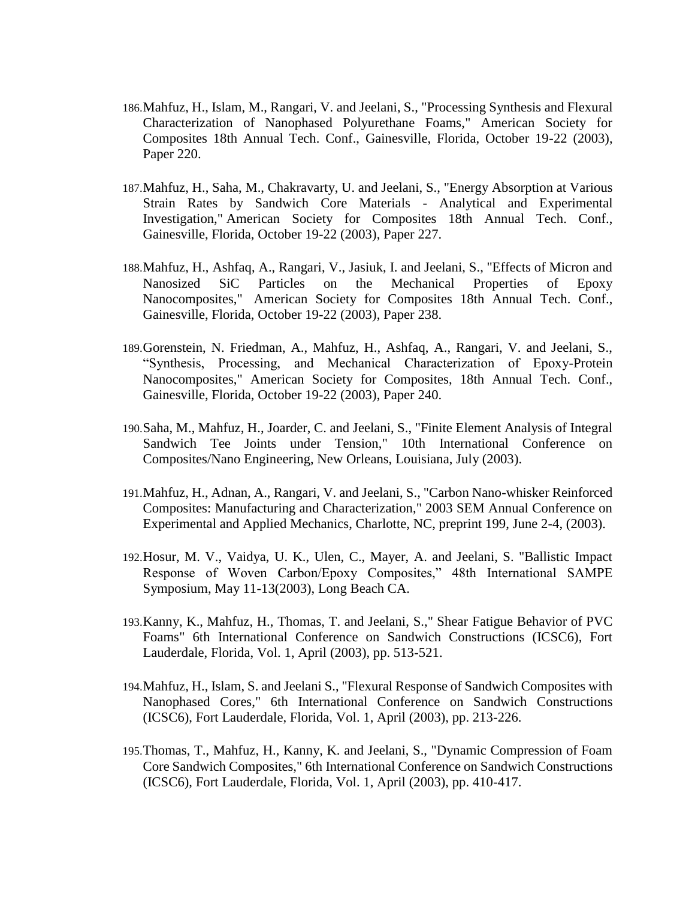186. Mahfuz, H., Islam, M., Rangari, V. and Jeelani, S., "Processing Synthesis and Flexural Characterization of Nanophased Polyurethane Foams," American Society for Composites 18th Annual Tech. Conf., Gainesville, Florida, October 19-22 (2003), Paper 220.

187. Mahfuz, H., Saha, M., Chakravarty, U. and Jeelani, S., "Energy Absorption at Various Strain Rates by Sandwich Core Materials - Analytical and Experimental Investigation," American Society for Composites 18th Annual Tech. Conf., Gainesville, Florida, October 19-22 (2003), Paper 227.

188. Mahfuz, H., Ashfaq, A., Rangari, V., Jasiuk, I. and Jeelani, S., "Effects of Micron and Nanosized SiC Particles on the Mechanical Properties of Epoxy Nanocomposites," American Society for Composites 18th Annual Tech. Conf., Gainesville, Florida, October 19-22 (2003), Paper 238.

189. Gorenstein, N. Friedman, A., Mahfuz, H., Ashfaq, A., Rangari, V. and Jeelani, S., "Synthesis, Processing, and Mechanical Characterization of Epoxy-Protein Nanocomposites," American Society for Composites, 18th Annual Tech. Conf., Gainesville, Florida, October 19-22 (2003), Paper 240.

190. Saha, M., Mahfuz, H., Joarder, C. and Jeelani, S., "Finite Element Analysis of Integral Sandwich Tee Joints under Tension," 10th International Conference on Composites/Nano Engineering, New Orleans, Louisiana, July (2003).

191. Mahfuz, H., Adnan, A., Rangari, V. and Jeelani, S., "Carbon Nano-whisker Reinforced Composites: Manufacturing and Characterization," 2003 SEM Annual Conference on Experimental and Applied Mechanics, Charlotte, NC, preprint 199, June 2-4, (2003).

192. Hosur, M. V., Vaidya, U. K., Ulen, C., Mayer, A. and Jeelani, S. "Ballistic Impact Response of Woven Carbon/Epoxy Composites," 48th International SAMPE Symposium, May 11-13(2003), Long Beach CA.

193. Kanny, K., Mahfuz, H., Thomas, T. and Jeelani, S.," Shear Fatigue Behavior of PVC Foams" 6th International Conference on Sandwich Constructions (ICSC6), Fort Lauderdale, Florida, Vol. 1, April (2003), pp. 513-521.

194. Mahfuz, H., Islam, S. and Jeelani S., "Flexural Response of Sandwich Composites with Nanophased Cores," 6th International Conference on Sandwich Constructions (ICSC6), Fort Lauderdale, Florida, Vol. 1, April (2003), pp. 213-226.

195. Thomas, T., Mahfuz, H., Kanny, K. and Jeelani, S., "Dynamic Compression of Foam Core Sandwich Composites," 6th International Conference on Sandwich Constructions (ICSC6), Fort Lauderdale, Florida, Vol. 1, April (2003), pp. 410-417.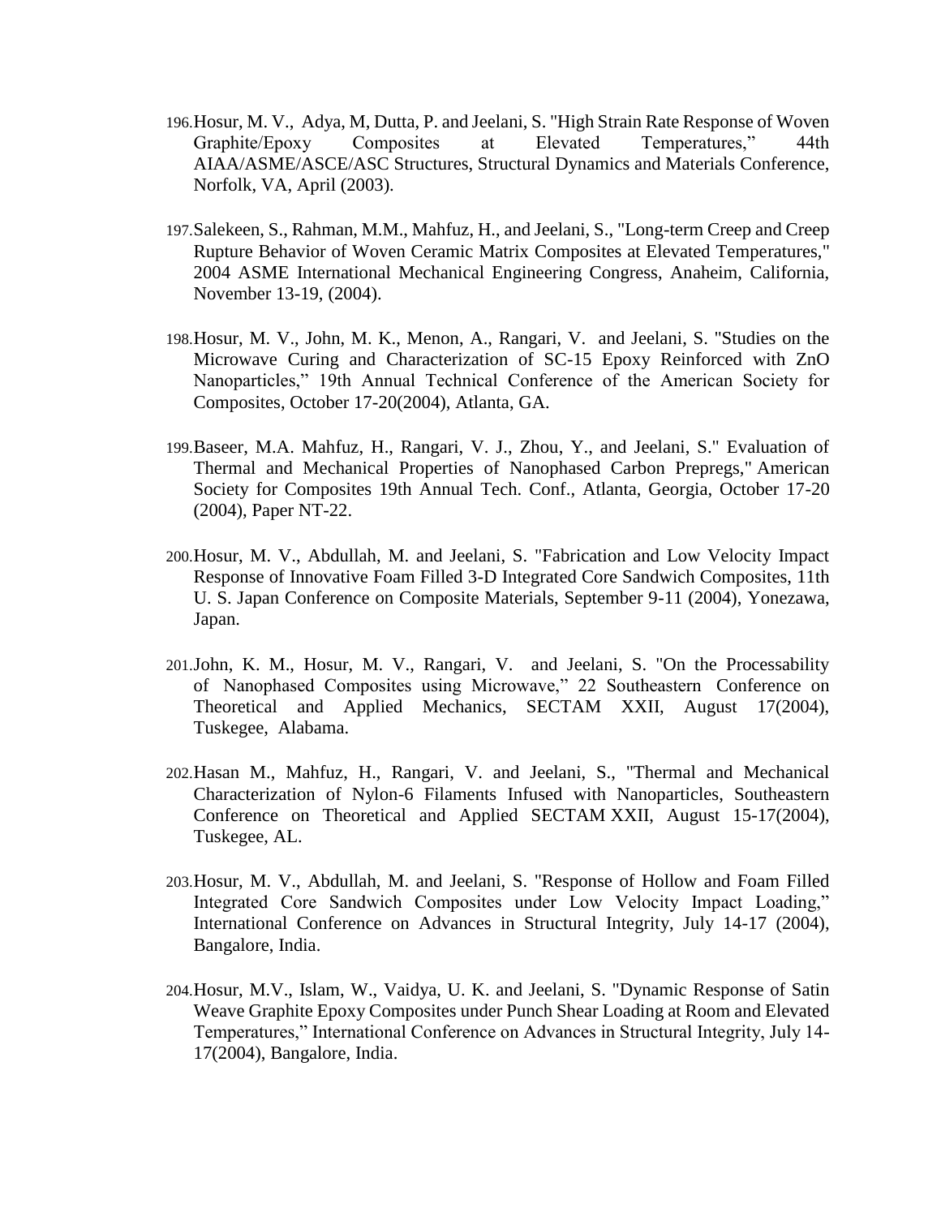196. Hosur, M. V., Adya, M, Dutta, P. and Jeelani, S. "High Strain Rate Response of Woven Graphite/Epoxy Composites at Elevated Temperatures," 44th AIAA/ASME/ASCE/ASC Structures, Structural Dynamics and Materials Conference, Norfolk, VA, April (2003).

197. Salekeen, S., Rahman, M.M., Mahfuz, H., and Jeelani, S., "Long-term Creep and Creep Rupture Behavior of Woven Ceramic Matrix Composites at Elevated Temperatures," 2004 ASME International Mechanical Engineering Congress, Anaheim, California, November 13-19, (2004).

198. Hosur, M. V., John, M. K., Menon, A., Rangari, V. and Jeelani, S. "Studies on the Microwave Curing and Characterization of SC-15 Epoxy Reinforced with ZnO Nanoparticles," 19th Annual Technical Conference of the American Society for Composites, October 17-20(2004), Atlanta, GA.

199. Baseer, M.A. Mahfuz, H., Rangari, V. J., Zhou, Y., and Jeelani, S." Evaluation of Thermal and Mechanical Properties of Nanophased Carbon Prepregs," American Society for Composites 19th Annual Tech. Conf., Atlanta, Georgia, October 17-20 (2004), Paper NT-22.

200. Hosur, M. V., Abdullah, M. and Jeelani, S. "Fabrication and Low Velocity Impact Response of Innovative Foam Filled 3-D Integrated Core Sandwich Composites, 11th U. S. Japan Conference on Composite Materials, September 9-11 (2004), Yonezawa, Japan.

201. John, K. M., Hosur, M. V., Rangari, V. and Jeelani, S. "On the Processability of Nanophased Composites using Microwave," 22 Southeastern Conference on Theoretical and Applied Mechanics, SECTAM XXII, August 17(2004), Tuskegee, Alabama.

202. Hasan M., Mahfuz, H., Rangari, V. and Jeelani, S., "Thermal and Mechanical Characterization of Nylon-6 Filaments Infused with Nanoparticles, Southeastern Conference on Theoretical and Applied SECTAM XXII, August 15-17(2004), Tuskegee, AL.

203. Hosur, M. V., Abdullah, M. and Jeelani, S. "Response of Hollow and Foam Filled Integrated Core Sandwich Composites under Low Velocity Impact Loading," International Conference on Advances in Structural Integrity, July 14-17 (2004), Bangalore, India.

204. Hosur, M.V., Islam, W., Vaidya, U. K. and Jeelani, S. "Dynamic Response of Satin Weave Graphite Epoxy Composites under Punch Shear Loading at Room and Elevated Temperatures," International Conference on Advances in Structural Integrity, July 14-17(2004), Bangalore, India.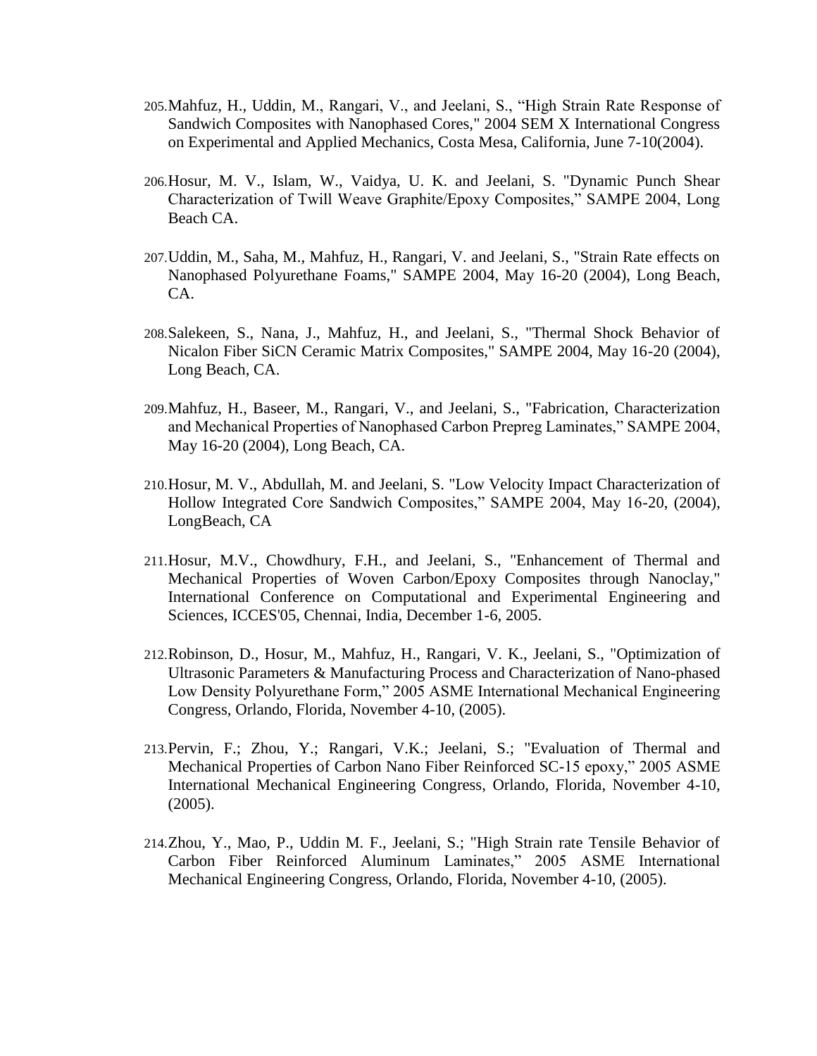205. Mahfuz, H., Uddin, M., Rangari, V., and Jeelani, S., “High Strain Rate Response of Sandwich Composites with Nanophased Cores," 2004 SEM X International Congress on Experimental and Applied Mechanics, Costa Mesa, California, June 7-10(2004).

206. Hosur, M. V., Islam, W., Vaidya, U. K. and Jeelani, S. "Dynamic Punch Shear Characterization of Twill Weave Graphite/Epoxy Composites,” SAMPE 2004, Long Beach CA.

207. Uddin, M., Saha, M., Mahfuz, H., Rangari, V. and Jeelani, S., "Strain Rate effects on Nanophased Polyurethane Foams," SAMPE 2004, May 16-20 (2004), Long Beach, CA.

208. Salekeen, S., Nana, J., Mahfuz, H., and Jeelani, S., "Thermal Shock Behavior of Nicalon Fiber SiCN Ceramic Matrix Composites," SAMPE 2004, May 16-20 (2004), Long Beach, CA.

209. Mahfuz, H., Baseer, M., Rangari, V., and Jeelani, S., "Fabrication, Characterization and Mechanical Properties of Nanophased Carbon Prepreg Laminates,” SAMPE 2004, May 16-20 (2004), Long Beach, CA.

210. Hosur, M. V., Abdullah, M. and Jeelani, S. "Low Velocity Impact Characterization of Hollow Integrated Core Sandwich Composites,” SAMPE 2004, May 16-20, (2004), LongBeach, CA

211. Hosur, M.V., Chowdhury, F.H., and Jeelani, S., "Enhancement of Thermal and Mechanical Properties of Woven Carbon/Epoxy Composites through Nanoclay," International Conference on Computational and Experimental Engineering and Sciences, ICCES'05, Chennai, India, December 1-6, 2005.

212. Robinson, D., Hosur, M., Mahfuz, H., Rangari, V. K., Jeelani, S., "Optimization of Ultrasonic Parameters & Manufacturing Process and Characterization of Nano-phased Low Density Polyurethane Form,” 2005 ASME International Mechanical Engineering Congress, Orlando, Florida, November 4-10, (2005).

213. Pervin, F.; Zhou, Y.; Rangari, V.K.; Jeelani, S.; "Evaluation of Thermal and Mechanical Properties of Carbon Nano Fiber Reinforced SC-15 epoxy,” 2005 ASME International Mechanical Engineering Congress, Orlando, Florida, November 4-10, (2005).

214. Zhou, Y., Mao, P., Uddin M. F., Jeelani, S.; "High Strain rate Tensile Behavior of Carbon Fiber Reinforced Aluminum Laminates,” 2005 ASME International Mechanical Engineering Congress, Orlando, Florida, November 4-10, (2005).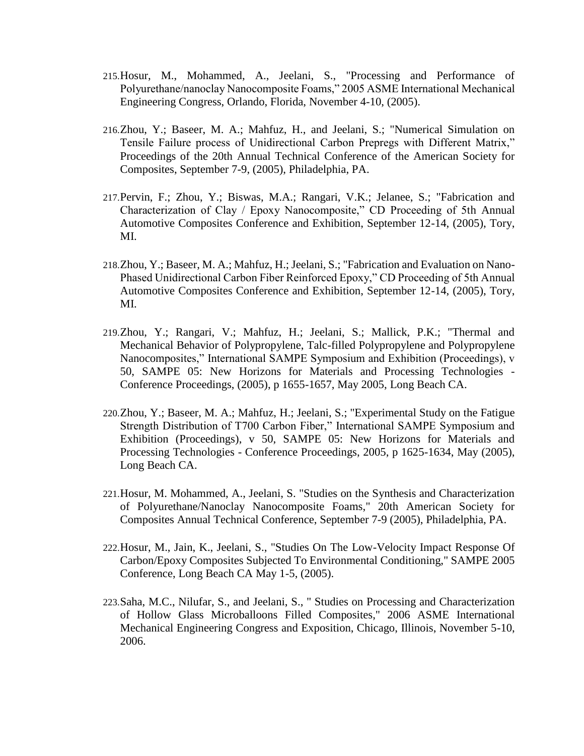215. Hosur, M., Mohammed, A., Jeelani, S., "Processing and Performance of Polyurethane/nanoclay Nanocomposite Foams," 2005 ASME International Mechanical Engineering Congress, Orlando, Florida, November 4-10, (2005).

216. Zhou, Y.; Baseer, M. A.; Mahfuz, H., and Jeelani, S.; "Numerical Simulation on Tensile Failure process of Unidirectional Carbon Prepregs with Different Matrix," Proceedings of the 20th Annual Technical Conference of the American Society for Composites, September 7-9, (2005), Philadelphia, PA.

217. Pervin, F.; Zhou, Y.; Biswas, M.A.; Rangari, V.K.; Jelanee, S.; "Fabrication and Characterization of Clay / Epoxy Nanocomposite," CD Proceeding of 5th Annual Automotive Composites Conference and Exhibition, September 12-14, (2005), Tory, MI.

218. Zhou, Y.; Baseer, M. A.; Mahfuz, H.; Jeelani, S.; "Fabrication and Evaluation on Nano-Phased Unidirectional Carbon Fiber Reinforced Epoxy," CD Proceeding of 5th Annual Automotive Composites Conference and Exhibition, September 12-14, (2005), Tory, MI.

219. Zhou, Y.; Rangari, V.; Mahfuz, H.; Jeelani, S.; Mallick, P.K.; "Thermal and Mechanical Behavior of Polypropylene, Talc-filled Polypropylene and Polypropylene Nanocomposites," International SAMPE Symposium and Exhibition (Proceedings), v 50, SAMPE 05: New Horizons for Materials and Processing Technologies - Conference Proceedings, (2005), p 1655-1657, May 2005, Long Beach CA.

220. Zhou, Y.; Baseer, M. A.; Mahfuz, H.; Jeelani, S.; "Experimental Study on the Fatigue Strength Distribution of T700 Carbon Fiber," International SAMPE Symposium and Exhibition (Proceedings), v 50, SAMPE 05: New Horizons for Materials and Processing Technologies - Conference Proceedings, 2005, p 1625-1634, May (2005), Long Beach CA.

221. Hosur, M. Mohammed, A., Jeelani, S. "Studies on the Synthesis and Characterization of Polyurethane/Nanoclay Nanocomposite Foams," 20th American Society for Composites Annual Technical Conference, September 7-9 (2005), Philadelphia, PA.

222. Hosur, M., Jain, K., Jeelani, S., "Studies On The Low-Velocity Impact Response Of Carbon/Epoxy Composites Subjected To Environmental Conditioning," SAMPE 2005 Conference, Long Beach CA May 1-5, (2005).

223. Saha, M.C., Nilufar, S., and Jeelani, S., " Studies on Processing and Characterization of Hollow Glass Microballoons Filled Composites," 2006 ASME International Mechanical Engineering Congress and Exposition, Chicago, Illinois, November 5-10, 2006.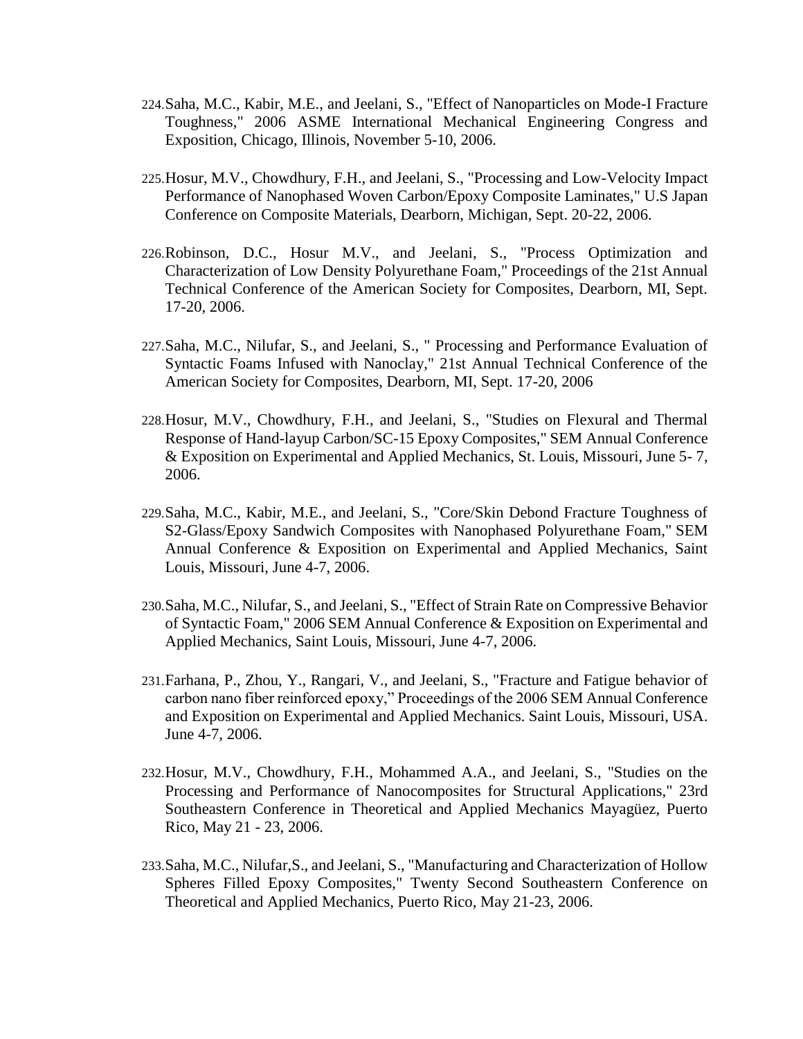224. Saha, M.C., Kabir, M.E., and Jeelani, S., "Effect of Nanoparticles on Mode-I Fracture Toughness," 2006 ASME International Mechanical Engineering Congress and Exposition, Chicago, Illinois, November 5-10, 2006.

225. Hosur, M.V., Chowdhury, F.H., and Jeelani, S., "Processing and Low-Velocity Impact Performance of Nanophased Woven Carbon/Epoxy Composite Laminates," U.S Japan Conference on Composite Materials, Dearborn, Michigan, Sept. 20-22, 2006.

226. Robinson, D.C., Hosur M.V., and Jeelani, S., "Process Optimization and Characterization of Low Density Polyurethane Foam," Proceedings of the 21st Annual Technical Conference of the American Society for Composites, Dearborn, MI, Sept. 17-20, 2006.

227. Saha, M.C., Nilufar, S., and Jeelani, S., " Processing and Performance Evaluation of Syntactic Foams Infused with Nanoclay," 21st Annual Technical Conference of the American Society for Composites, Dearborn, MI, Sept. 17-20, 2006

228. Hosur, M.V., Chowdhury, F.H., and Jeelani, S., "Studies on Flexural and Thermal Response of Hand-layup Carbon/SC-15 Epoxy Composites," SEM Annual Conference & Exposition on Experimental and Applied Mechanics, St. Louis, Missouri, June 5- 7, 2006.

229. Saha, M.C., Kabir, M.E., and Jeelani, S., "Core/Skin Debond Fracture Toughness of S2-Glass/Epoxy Sandwich Composites with Nanophased Polyurethane Foam," SEM Annual Conference & Exposition on Experimental and Applied Mechanics, Saint Louis, Missouri, June 4-7, 2006.

230. Saha, M.C., Nilufar, S., and Jeelani, S., "Effect of Strain Rate on Compressive Behavior of Syntactic Foam," 2006 SEM Annual Conference & Exposition on Experimental and Applied Mechanics, Saint Louis, Missouri, June 4-7, 2006.

231. Farhana, P., Zhou, Y., Rangari, V., and Jeelani, S., "Fracture and Fatigue behavior of carbon nano fiber reinforced epoxy," Proceedings of the 2006 SEM Annual Conference and Exposition on Experimental and Applied Mechanics. Saint Louis, Missouri, USA. June 4-7, 2006.

232. Hosur, M.V., Chowdhury, F.H., Mohammed A.A., and Jeelani, S., "Studies on the Processing and Performance of Nanocomposites for Structural Applications," 23rd Southeastern Conference in Theoretical and Applied Mechanics Mayagüez, Puerto Rico, May 21 - 23, 2006.

233. Saha, M.C., Nilufar,S., and Jeelani, S., "Manufacturing and Characterization of Hollow Spheres Filled Epoxy Composites," Twenty Second Southeastern Conference on Theoretical and Applied Mechanics, Puerto Rico, May 21-23, 2006.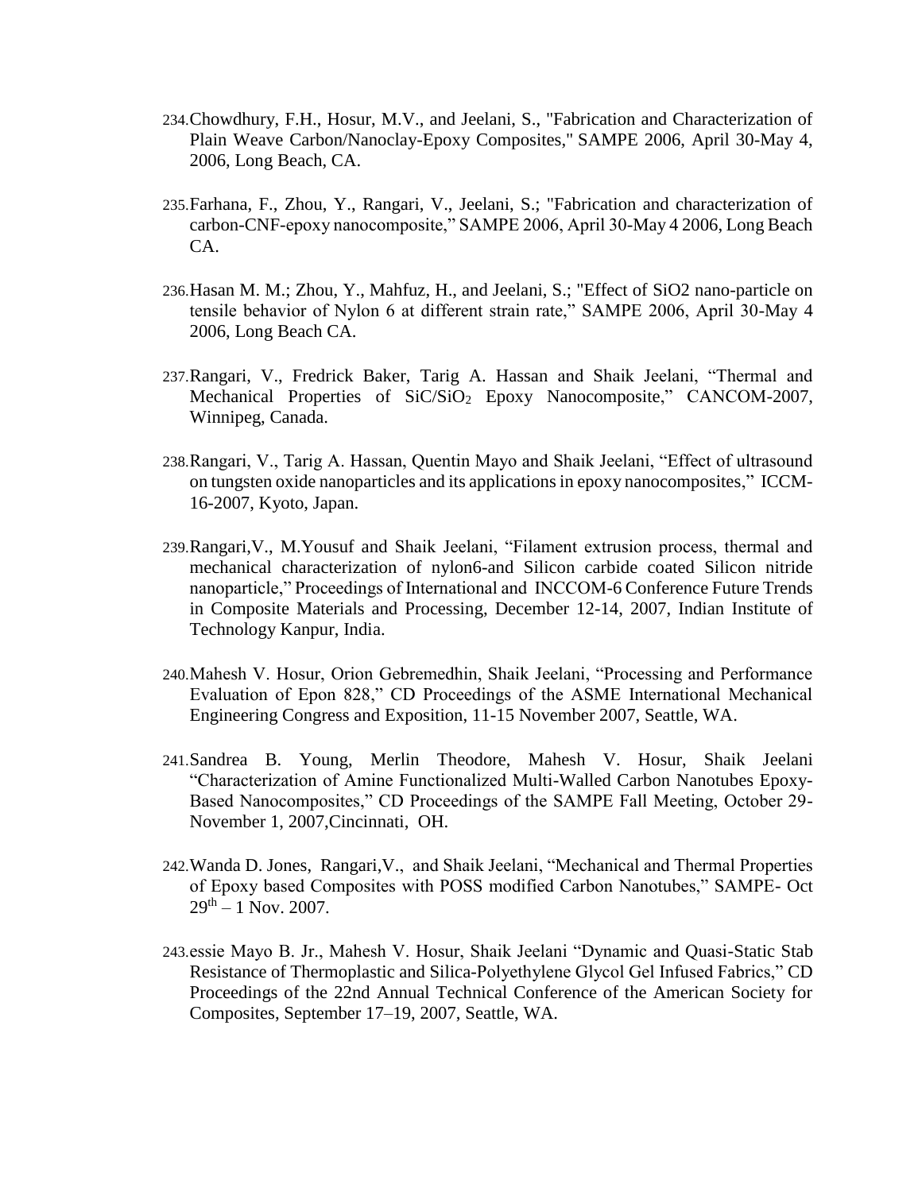234. Chowdhury, F.H., Hosur, M.V., and Jeelani, S., "Fabrication and Characterization of Plain Weave Carbon/Nanoclay-Epoxy Composites," SAMPE 2006, April 30-May 4, 2006, Long Beach, CA.

235. Farhana, F., Zhou, Y., Rangari, V., Jeelani, S.; "Fabrication and characterization of carbon-CNF-epoxy nanocomposite," SAMPE 2006, April 30-May 4 2006, Long Beach CA.

236. Hasan M. M.; Zhou, Y., Mahfuz, H., and Jeelani, S.; "Effect of SiO2 nano-particle on tensile behavior of Nylon 6 at different strain rate," SAMPE 2006, April 30-May 4 2006, Long Beach CA.

237. Rangari, V., Fredrick Baker, Tarig A. Hassan and Shaik Jeelani, "Thermal and Mechanical Properties of SiC/$SiO_2$ Epoxy Nanocomposite," CANCOM-2007, Winnipeg, Canada.

238. Rangari, V., Tarig A. Hassan, Quentin Mayo and Shaik Jeelani, "Effect of ultrasound on tungsten oxide nanoparticles and its applications in epoxy nanocomposites," ICCM-16-2007, Kyoto, Japan.

239. Rangari,V., M.Yousuf and Shaik Jeelani, "Filament extrusion process, thermal and mechanical characterization of nylon6-and Silicon carbide coated Silicon nitride nanoparticle," Proceedings of International and INCCOM-6 Conference Future Trends in Composite Materials and Processing, December 12-14, 2007, Indian Institute of Technology Kanpur, India.

240. Mahesh V. Hosur, Orion Gebremedhin, Shaik Jeelani, "Processing and Performance Evaluation of Epon 828," CD Proceedings of the ASME International Mechanical Engineering Congress and Exposition, 11-15 November 2007, Seattle, WA.

241. Sandrea B. Young, Merlin Theodore, Mahesh V. Hosur, Shaik Jeelani "Characterization of Amine Functionalized Multi-Walled Carbon Nanotubes Epoxy-Based Nanocomposites," CD Proceedings of the SAMPE Fall Meeting, October 29-November 1, 2007,Cincinnati, OH.

242. Wanda D. Jones, Rangari,V., and Shaik Jeelani, "Mechanical and Thermal Properties of Epoxy based Composites with POSS modified Carbon Nanotubes," SAMPE- Oct $29^{th}$ – 1 Nov. 2007.

243. essie Mayo B. Jr., Mahesh V. Hosur, Shaik Jeelani "Dynamic and Quasi-Static Stab Resistance of Thermoplastic and Silica-Polyethylene Glycol Gel Infused Fabrics," CD Proceedings of the 22nd Annual Technical Conference of the American Society for Composites, September 17–19, 2007, Seattle, WA.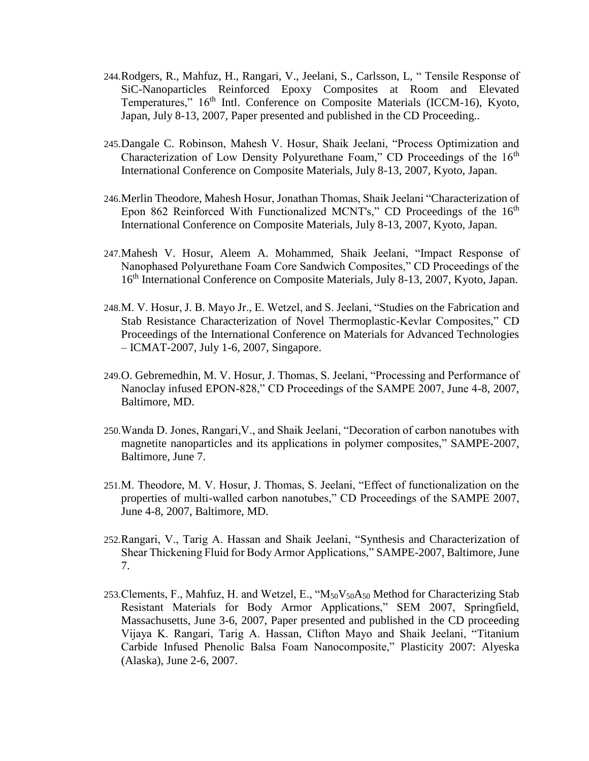244. Rodgers, R., Mahfuz, H., Rangari, V., Jeelani, S., Carlsson, L, " Tensile Response of SiC-Nanoparticles Reinforced Epoxy Composites at Room and Elevated Temperatures," 16th Intl. Conference on Composite Materials (ICCM-16), Kyoto, Japan, July 8-13, 2007, Paper presented and published in the CD Proceeding..

245. Dangale C. Robinson, Mahesh V. Hosur, Shaik Jeelani, "Process Optimization and Characterization of Low Density Polyurethane Foam," CD Proceedings of the 16th International Conference on Composite Materials, July 8-13, 2007, Kyoto, Japan.

246. Merlin Theodore, Mahesh Hosur, Jonathan Thomas, Shaik Jeelani "Characterization of Epon 862 Reinforced With Functionalized MCNT's," CD Proceedings of the 16th International Conference on Composite Materials, July 8-13, 2007, Kyoto, Japan.

247. Mahesh V. Hosur, Aleem A. Mohammed, Shaik Jeelani, "Impact Response of Nanophased Polyurethane Foam Core Sandwich Composites," CD Proceedings of the 16th International Conference on Composite Materials, July 8-13, 2007, Kyoto, Japan.

248. M. V. Hosur, J. B. Mayo Jr., E. Wetzel, and S. Jeelani, "Studies on the Fabrication and Stab Resistance Characterization of Novel Thermoplastic-Kevlar Composites," CD Proceedings of the International Conference on Materials for Advanced Technologies – ICMAT-2007, July 1-6, 2007, Singapore.

249. O. Gebremedhin, M. V. Hosur, J. Thomas, S. Jeelani, "Processing and Performance of Nanoclay infused EPON-828," CD Proceedings of the SAMPE 2007, June 4-8, 2007, Baltimore, MD.

250. Wanda D. Jones, Rangari,V., and Shaik Jeelani, "Decoration of carbon nanotubes with magnetite nanoparticles and its applications in polymer composites," SAMPE-2007, Baltimore, June 7.

251. M. Theodore, M. V. Hosur, J. Thomas, S. Jeelani, "Effect of functionalization on the properties of multi-walled carbon nanotubes," CD Proceedings of the SAMPE 2007, June 4-8, 2007, Baltimore, MD.

252. Rangari, V., Tarig A. Hassan and Shaik Jeelani, "Synthesis and Characterization of Shear Thickening Fluid for Body Armor Applications," SAMPE-2007, Baltimore, June 7.

253. Clements, F., Mahfuz, H. and Wetzel, E., "$M_{50}V_{50}A_{50}$ Method for Characterizing Stab Resistant Materials for Body Armor Applications," SEM 2007, Springfield, Massachusetts, June 3-6, 2007, Paper presented and published in the CD proceeding Vijaya K. Rangari, Tarig A. Hassan, Clifton Mayo and Shaik Jeelani, "Titanium Carbide Infused Phenolic Balsa Foam Nanocomposite," Plasticity 2007: Alyeska (Alaska), June 2-6, 2007.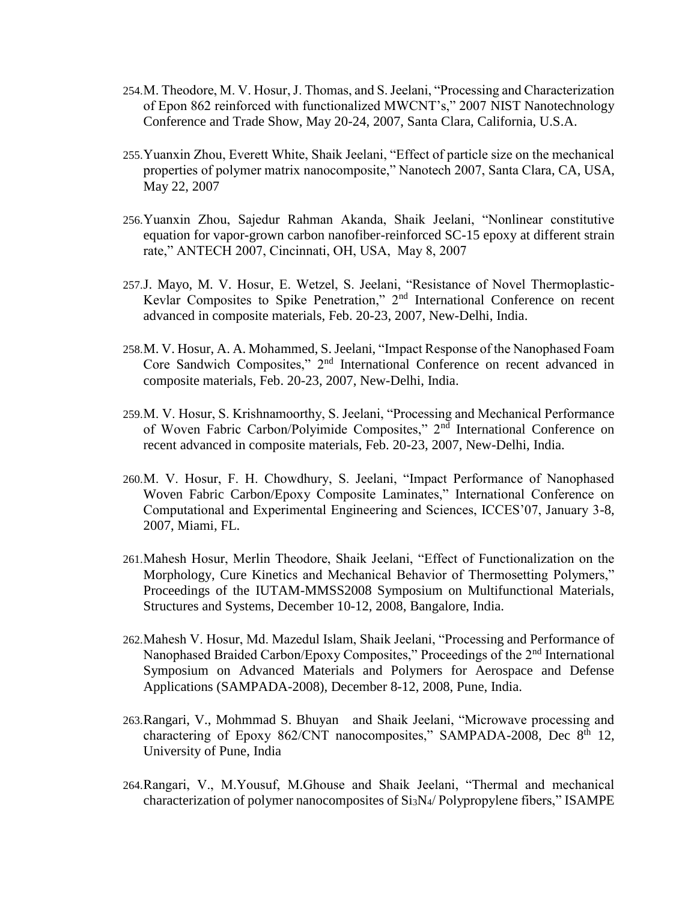254. M. Theodore, M. V. Hosur, J. Thomas, and S. Jeelani, "Processing and Characterization of Epon 862 reinforced with functionalized MWCNT's," 2007 NIST Nanotechnology Conference and Trade Show, May 20-24, 2007, Santa Clara, California, U.S.A.

255. Yuanxin Zhou, Everett White, Shaik Jeelani, "Effect of particle size on the mechanical properties of polymer matrix nanocomposite," Nanotech 2007, Santa Clara, CA, USA, May 22, 2007

256. Yuanxin Zhou, Sajedur Rahman Akanda, Shaik Jeelani, "Nonlinear constitutive equation for vapor-grown carbon nanofiber-reinforced SC-15 epoxy at different strain rate," ANTECH 2007, Cincinnati, OH, USA, May 8, 2007

257. J. Mayo, M. V. Hosur, E. Wetzel, S. Jeelani, "Resistance of Novel Thermoplastic-Kevlar Composites to Spike Penetration," 2nd International Conference on recent advanced in composite materials, Feb. 20-23, 2007, New-Delhi, India.

258. M. V. Hosur, A. A. Mohammed, S. Jeelani, "Impact Response of the Nanophased Foam Core Sandwich Composites," 2nd International Conference on recent advanced in composite materials, Feb. 20-23, 2007, New-Delhi, India.

259. M. V. Hosur, S. Krishnamoorthy, S. Jeelani, "Processing and Mechanical Performance of Woven Fabric Carbon/Polyimide Composites," 2nd International Conference on recent advanced in composite materials, Feb. 20-23, 2007, New-Delhi, India.

260. M. V. Hosur, F. H. Chowdhury, S. Jeelani, "Impact Performance of Nanophased Woven Fabric Carbon/Epoxy Composite Laminates," International Conference on Computational and Experimental Engineering and Sciences, ICCES'07, January 3-8, 2007, Miami, FL.

261. Mahesh Hosur, Merlin Theodore, Shaik Jeelani, "Effect of Functionalization on the Morphology, Cure Kinetics and Mechanical Behavior of Thermosetting Polymers," Proceedings of the IUTAM-MMSS2008 Symposium on Multifunctional Materials, Structures and Systems, December 10-12, 2008, Bangalore, India.

262. Mahesh V. Hosur, Md. Mazedul Islam, Shaik Jeelani, "Processing and Performance of Nanophased Braided Carbon/Epoxy Composites," Proceedings of the 2nd International Symposium on Advanced Materials and Polymers for Aerospace and Defense Applications (SAMPADA-2008), December 8-12, 2008, Pune, India.

263. Rangari, V., Mohmmad S. Bhuyan and Shaik Jeelani, "Microwave processing and charactering of Epoxy 862/CNT nanocomposites," SAMPADA-2008, Dec 8th 12, University of Pune, India

264. Rangari, V., M.Yousuf, M.Ghouse and Shaik Jeelani, "Thermal and mechanical characterization of polymer nanocomposites of $Si_3N_4$/ Polypropylene fibers," ISAMPE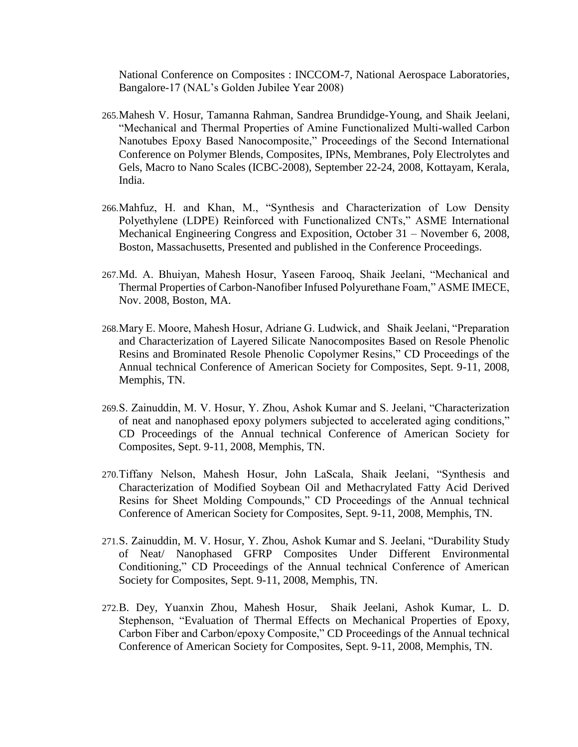National Conference on Composites : INCCOM-7, National Aerospace Laboratories, Bangalore-17 (NAL's Golden Jubilee Year 2008)

265. Mahesh V. Hosur, Tamanna Rahman, Sandrea Brundidge-Young, and Shaik Jeelani, "Mechanical and Thermal Properties of Amine Functionalized Multi-walled Carbon Nanotubes Epoxy Based Nanocomposite," Proceedings of the Second International Conference on Polymer Blends, Composites, IPNs, Membranes, Poly Electrolytes and Gels, Macro to Nano Scales (ICBC-2008), September 22-24, 2008, Kottayam, Kerala, India.

266. Mahfuz, H. and Khan, M., "Synthesis and Characterization of Low Density Polyethylene (LDPE) Reinforced with Functionalized CNTs," ASME International Mechanical Engineering Congress and Exposition, October 31 – November 6, 2008, Boston, Massachusetts, Presented and published in the Conference Proceedings.

267. Md. A. Bhuiyan, Mahesh Hosur, Yaseen Farooq, Shaik Jeelani, "Mechanical and Thermal Properties of Carbon-Nanofiber Infused Polyurethane Foam," ASME IMECE, Nov. 2008, Boston, MA.

268. Mary E. Moore, Mahesh Hosur, Adriane G. Ludwick, and Shaik Jeelani, "Preparation and Characterization of Layered Silicate Nanocomposites Based on Resole Phenolic Resins and Brominated Resole Phenolic Copolymer Resins," CD Proceedings of the Annual technical Conference of American Society for Composites, Sept. 9-11, 2008, Memphis, TN.

269. S. Zainuddin, M. V. Hosur, Y. Zhou, Ashok Kumar and S. Jeelani, "Characterization of neat and nanophased epoxy polymers subjected to accelerated aging conditions," CD Proceedings of the Annual technical Conference of American Society for Composites, Sept. 9-11, 2008, Memphis, TN.

270. Tiffany Nelson, Mahesh Hosur, John LaScala, Shaik Jeelani, "Synthesis and Characterization of Modified Soybean Oil and Methacrylated Fatty Acid Derived Resins for Sheet Molding Compounds," CD Proceedings of the Annual technical Conference of American Society for Composites, Sept. 9-11, 2008, Memphis, TN.

271. S. Zainuddin, M. V. Hosur, Y. Zhou, Ashok Kumar and S. Jeelani, "Durability Study of Neat/ Nanophased GFRP Composites Under Different Environmental Conditioning," CD Proceedings of the Annual technical Conference of American Society for Composites, Sept. 9-11, 2008, Memphis, TN.

272. B. Dey, Yuanxin Zhou, Mahesh Hosur, Shaik Jeelani, Ashok Kumar, L. D. Stephenson, "Evaluation of Thermal Effects on Mechanical Properties of Epoxy, Carbon Fiber and Carbon/epoxy Composite," CD Proceedings of the Annual technical Conference of American Society for Composites, Sept. 9-11, 2008, Memphis, TN.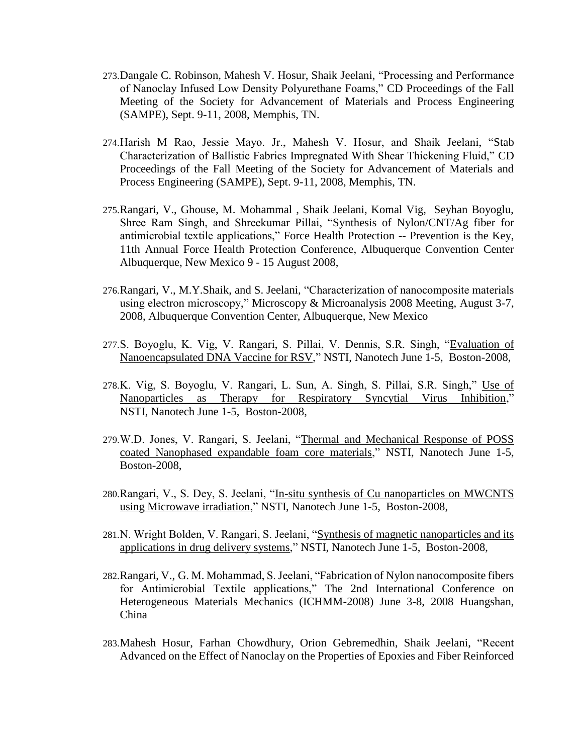273. Dangale C. Robinson, Mahesh V. Hosur, Shaik Jeelani, "Processing and Performance of Nanoclay Infused Low Density Polyurethane Foams," CD Proceedings of the Fall Meeting of the Society for Advancement of Materials and Process Engineering (SAMPE), Sept. 9-11, 2008, Memphis, TN.

274. Harish M Rao, Jessie Mayo. Jr., Mahesh V. Hosur, and Shaik Jeelani, "Stab Characterization of Ballistic Fabrics Impregnated With Shear Thickening Fluid," CD Proceedings of the Fall Meeting of the Society for Advancement of Materials and Process Engineering (SAMPE), Sept. 9-11, 2008, Memphis, TN.

275. Rangari, V., Ghouse, M. Mohammal , Shaik Jeelani, Komal Vig, Seyhan Boyoglu, Shree Ram Singh, and Shreekumar Pillai, "Synthesis of Nylon/CNT/Ag fiber for antimicrobial textile applications," Force Health Protection -- Prevention is the Key, 11th Annual Force Health Protection Conference, Albuquerque Convention Center Albuquerque, New Mexico 9 - 15 August 2008,

276. Rangari, V., M.Y.Shaik, and S. Jeelani, "Characterization of nanocomposite materials using electron microscopy," Microscopy & Microanalysis 2008 Meeting, August 3-7, 2008, Albuquerque Convention Center, Albuquerque, New Mexico

277. S. Boyoglu, K. Vig, V. Rangari, S. Pillai, V. Dennis, S.R. Singh, "Evaluation of Nanoencapsulated DNA Vaccine for RSV," NSTI, Nanotech June 1-5, Boston-2008,

278. K. Vig, S. Boyoglu, V. Rangari, L. Sun, A. Singh, S. Pillai, S.R. Singh," Use of Nanoparticles as Therapy for Respiratory Syncytial Virus Inhibition," NSTI, Nanotech June 1-5, Boston-2008,

279. W.D. Jones, V. Rangari, S. Jeelani, "Thermal and Mechanical Response of POSS coated Nanophased expandable foam core materials," NSTI, Nanotech June 1-5, Boston-2008,

280. Rangari, V., S. Dey, S. Jeelani, "In-situ synthesis of Cu nanoparticles on MWCNTS using Microwave irradiation," NSTI, Nanotech June 1-5, Boston-2008,

281. N. Wright Bolden, V. Rangari, S. Jeelani, "Synthesis of magnetic nanoparticles and its applications in drug delivery systems," NSTI, Nanotech June 1-5, Boston-2008,

282. Rangari, V., G. M. Mohammad, S. Jeelani, "Fabrication of Nylon nanocomposite fibers for Antimicrobial Textile applications," The 2nd International Conference on Heterogeneous Materials Mechanics (ICHMM-2008) June 3-8, 2008 Huangshan, China

283. Mahesh Hosur, Farhan Chowdhury, Orion Gebremedhin, Shaik Jeelani, "Recent Advanced on the Effect of Nanoclay on the Properties of Epoxies and Fiber Reinforced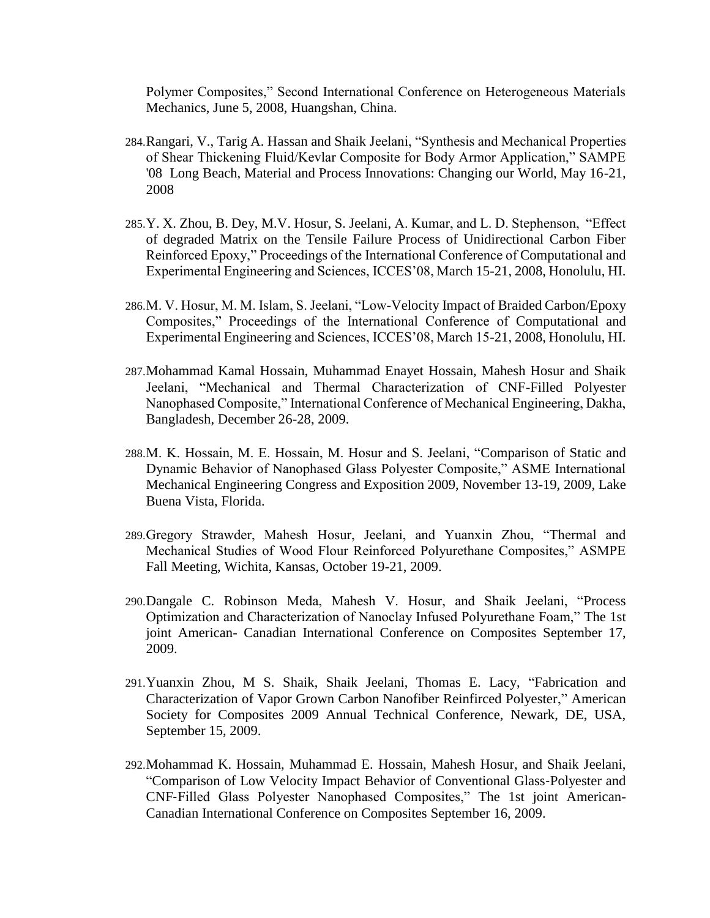Polymer Composites," Second International Conference on Heterogeneous Materials Mechanics, June 5, 2008, Huangshan, China.

284. Rangari, V., Tarig A. Hassan and Shaik Jeelani, "Synthesis and Mechanical Properties of Shear Thickening Fluid/Kevlar Composite for Body Armor Application," SAMPE '08 Long Beach, Material and Process Innovations: Changing our World, May 16-21, 2008

285. Y. X. Zhou, B. Dey, M.V. Hosur, S. Jeelani, A. Kumar, and L. D. Stephenson, "Effect of degraded Matrix on the Tensile Failure Process of Unidirectional Carbon Fiber Reinforced Epoxy," Proceedings of the International Conference of Computational and Experimental Engineering and Sciences, ICCES'08, March 15-21, 2008, Honolulu, HI.

286. M. V. Hosur, M. M. Islam, S. Jeelani, "Low-Velocity Impact of Braided Carbon/Epoxy Composites," Proceedings of the International Conference of Computational and Experimental Engineering and Sciences, ICCES'08, March 15-21, 2008, Honolulu, HI.

287. Mohammad Kamal Hossain, Muhammad Enayet Hossain, Mahesh Hosur and Shaik Jeelani, "Mechanical and Thermal Characterization of CNF-Filled Polyester Nanophased Composite," International Conference of Mechanical Engineering, Dakha, Bangladesh, December 26-28, 2009.

288. M. K. Hossain, M. E. Hossain, M. Hosur and S. Jeelani, "Comparison of Static and Dynamic Behavior of Nanophased Glass Polyester Composite," ASME International Mechanical Engineering Congress and Exposition 2009, November 13-19, 2009, Lake Buena Vista, Florida.

289. Gregory Strawder, Mahesh Hosur, Jeelani, and Yuanxin Zhou, "Thermal and Mechanical Studies of Wood Flour Reinforced Polyurethane Composites," ASMPE Fall Meeting, Wichita, Kansas, October 19-21, 2009.

290. Dangale C. Robinson Meda, Mahesh V. Hosur, and Shaik Jeelani, "Process Optimization and Characterization of Nanoclay Infused Polyurethane Foam," The 1st joint American- Canadian International Conference on Composites September 17, 2009.

291. Yuanxin Zhou, M S. Shaik, Shaik Jeelani, Thomas E. Lacy, "Fabrication and Characterization of Vapor Grown Carbon Nanofiber Reinfirced Polyester," American Society for Composites 2009 Annual Technical Conference, Newark, DE, USA, September 15, 2009.

292. Mohammad K. Hossain, Muhammad E. Hossain, Mahesh Hosur, and Shaik Jeelani, "Comparison of Low Velocity Impact Behavior of Conventional Glass-Polyester and CNF-Filled Glass Polyester Nanophased Composites," The 1st joint American-Canadian International Conference on Composites September 16, 2009.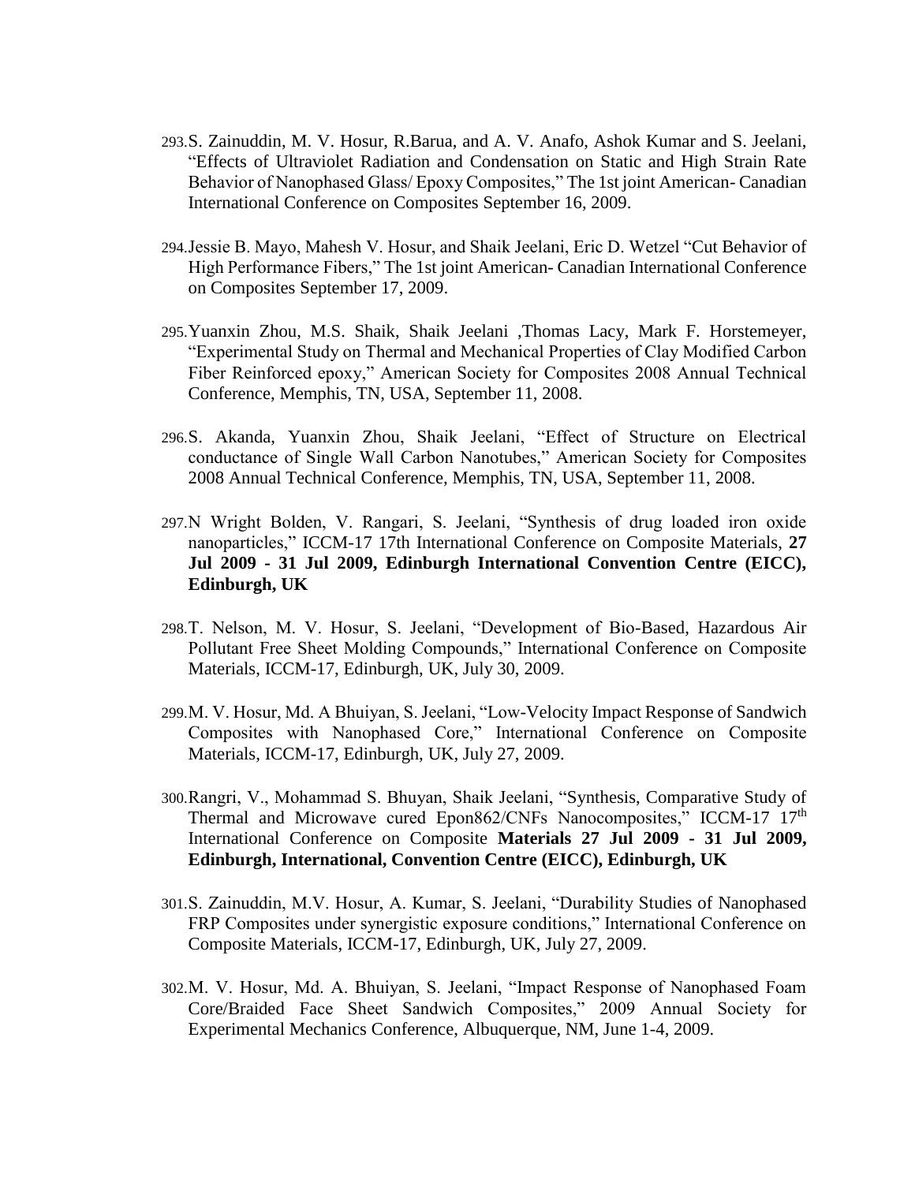293. S. Zainuddin, M. V. Hosur, R.Barua, and A. V. Anafo, Ashok Kumar and S. Jeelani, "Effects of Ultraviolet Radiation and Condensation on Static and High Strain Rate Behavior of Nanophased Glass/ Epoxy Composites," The 1st joint American- Canadian International Conference on Composites September 16, 2009.

294. Jessie B. Mayo, Mahesh V. Hosur, and Shaik Jeelani, Eric D. Wetzel "Cut Behavior of High Performance Fibers," The 1st joint American- Canadian International Conference on Composites September 17, 2009.

295. Yuanxin Zhou, M.S. Shaik, Shaik Jeelani ,Thomas Lacy, Mark F. Horstemeyer, "Experimental Study on Thermal and Mechanical Properties of Clay Modified Carbon Fiber Reinforced epoxy," American Society for Composites 2008 Annual Technical Conference, Memphis, TN, USA, September 11, 2008.

296. S. Akanda, Yuanxin Zhou, Shaik Jeelani, "Effect of Structure on Electrical conductance of Single Wall Carbon Nanotubes," American Society for Composites 2008 Annual Technical Conference, Memphis, TN, USA, September 11, 2008.

297. N Wright Bolden, V. Rangari, S. Jeelani, "Synthesis of drug loaded iron oxide nanoparticles," ICCM-17 17th International Conference on Composite Materials, **27 Jul 2009 - 31 Jul 2009, Edinburgh International Convention Centre (EICC), Edinburgh, UK**

298. T. Nelson, M. V. Hosur, S. Jeelani, "Development of Bio-Based, Hazardous Air Pollutant Free Sheet Molding Compounds," International Conference on Composite Materials, ICCM-17, Edinburgh, UK, July 30, 2009.

299. M. V. Hosur, Md. A Bhuiyan, S. Jeelani, "Low-Velocity Impact Response of Sandwich Composites with Nanophased Core," International Conference on Composite Materials, ICCM-17, Edinburgh, UK, July 27, 2009.

300. Rangri, V., Mohammad S. Bhuyan, Shaik Jeelani, "Synthesis, Comparative Study of Thermal and Microwave cured Epon862/CNFs Nanocomposites," ICCM-17 17th International Conference on Composite **Materials 27 Jul 2009 - 31 Jul 2009, Edinburgh, International, Convention Centre (EICC), Edinburgh, UK**

301. S. Zainuddin, M.V. Hosur, A. Kumar, S. Jeelani, "Durability Studies of Nanophased FRP Composites under synergistic exposure conditions," International Conference on Composite Materials, ICCM-17, Edinburgh, UK, July 27, 2009.

302. M. V. Hosur, Md. A. Bhuiyan, S. Jeelani, "Impact Response of Nanophased Foam Core/Braided Face Sheet Sandwich Composites," 2009 Annual Society for Experimental Mechanics Conference, Albuquerque, NM, June 1-4, 2009.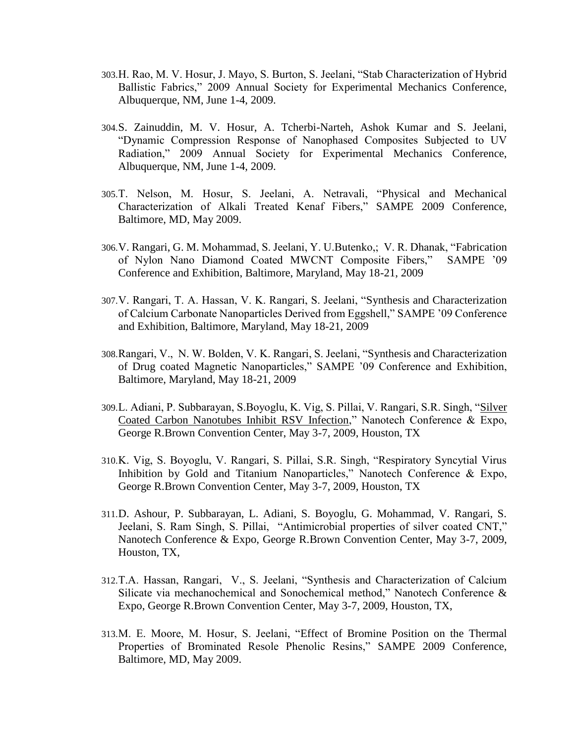303. H. Rao, M. V. Hosur, J. Mayo, S. Burton, S. Jeelani, "Stab Characterization of Hybrid Ballistic Fabrics," 2009 Annual Society for Experimental Mechanics Conference, Albuquerque, NM, June 1-4, 2009.

304. S. Zainuddin, M. V. Hosur, A. Tcherbi-Narteh, Ashok Kumar and S. Jeelani, "Dynamic Compression Response of Nanophased Composites Subjected to UV Radiation," 2009 Annual Society for Experimental Mechanics Conference, Albuquerque, NM, June 1-4, 2009.

305. T. Nelson, M. Hosur, S. Jeelani, A. Netravali, "Physical and Mechanical Characterization of Alkali Treated Kenaf Fibers," SAMPE 2009 Conference, Baltimore, MD, May 2009.

306. V. Rangari, G. M. Mohammad, S. Jeelani, Y. U.Butenko,; V. R. Dhanak, "Fabrication of Nylon Nano Diamond Coated MWCNT Composite Fibers," SAMPE '09 Conference and Exhibition, Baltimore, Maryland, May 18-21, 2009

307. V. Rangari, T. A. Hassan, V. K. Rangari, S. Jeelani, "Synthesis and Characterization of Calcium Carbonate Nanoparticles Derived from Eggshell," SAMPE '09 Conference and Exhibition, Baltimore, Maryland, May 18-21, 2009

308. Rangari, V., N. W. Bolden, V. K. Rangari, S. Jeelani, "Synthesis and Characterization of Drug coated Magnetic Nanoparticles," SAMPE '09 Conference and Exhibition, Baltimore, Maryland, May 18-21, 2009

309. L. Adiani, P. Subbarayan, S.Boyoglu, K. Vig, S. Pillai, V. Rangari, S.R. Singh, "Silver Coated Carbon Nanotubes Inhibit RSV Infection," Nanotech Conference & Expo, George R.Brown Convention Center, May 3-7, 2009, Houston, TX

310. K. Vig, S. Boyoglu, V. Rangari, S. Pillai, S.R. Singh, "Respiratory Syncytial Virus Inhibition by Gold and Titanium Nanoparticles," Nanotech Conference & Expo, George R.Brown Convention Center, May 3-7, 2009, Houston, TX

311. D. Ashour, P. Subbarayan, L. Adiani, S. Boyoglu, G. Mohammad, V. Rangari, S. Jeelani, S. Ram Singh, S. Pillai, "Antimicrobial properties of silver coated CNT," Nanotech Conference & Expo, George R.Brown Convention Center, May 3-7, 2009, Houston, TX,

312. T.A. Hassan, Rangari, V., S. Jeelani, "Synthesis and Characterization of Calcium Silicate via mechanochemical and Sonochemical method," Nanotech Conference & Expo, George R.Brown Convention Center, May 3-7, 2009, Houston, TX,

313. M. E. Moore, M. Hosur, S. Jeelani, "Effect of Bromine Position on the Thermal Properties of Brominated Resole Phenolic Resins," SAMPE 2009 Conference, Baltimore, MD, May 2009.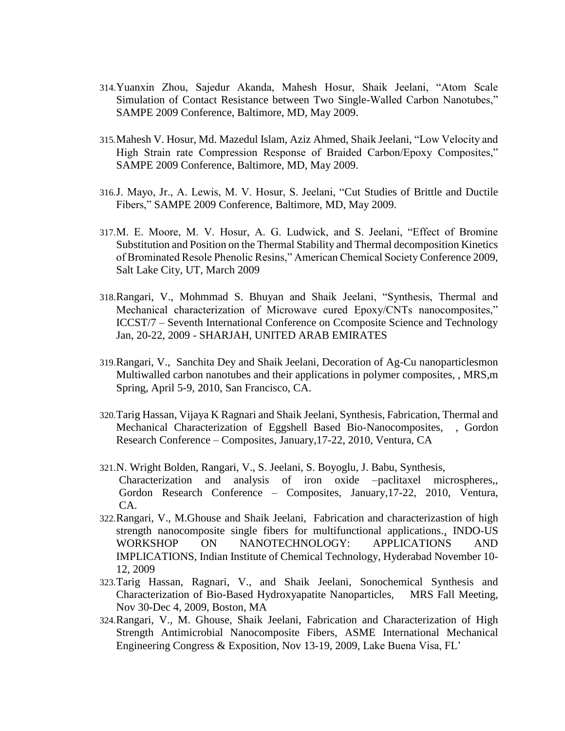314. Yuanxin Zhou, Sajedur Akanda, Mahesh Hosur, Shaik Jeelani, "Atom Scale Simulation of Contact Resistance between Two Single-Walled Carbon Nanotubes," SAMPE 2009 Conference, Baltimore, MD, May 2009.

315. Mahesh V. Hosur, Md. Mazedul Islam, Aziz Ahmed, Shaik Jeelani, "Low Velocity and High Strain rate Compression Response of Braided Carbon/Epoxy Composites," SAMPE 2009 Conference, Baltimore, MD, May 2009.

316. J. Mayo, Jr., A. Lewis, M. V. Hosur, S. Jeelani, "Cut Studies of Brittle and Ductile Fibers," SAMPE 2009 Conference, Baltimore, MD, May 2009.

317. M. E. Moore, M. V. Hosur, A. G. Ludwick, and S. Jeelani, "Effect of Bromine Substitution and Position on the Thermal Stability and Thermal decomposition Kinetics of Brominated Resole Phenolic Resins," American Chemical Society Conference 2009, Salt Lake City, UT, March 2009

318. Rangari, V., Mohmmad S. Bhuyan and Shaik Jeelani, "Synthesis, Thermal and Mechanical characterization of Microwave cured Epoxy/CNTs nanocomposites," ICCST/7 – Seventh International Conference on Ccomposite Science and Technology Jan, 20-22, 2009 - SHARJAH, UNITED ARAB EMIRATES

319. Rangari, V., Sanchita Dey and Shaik Jeelani, Decoration of Ag-Cu nanoparticlesmon Multiwalled carbon nanotubes and their applications in polymer composites, , MRS,m Spring, April 5-9, 2010, San Francisco, CA.

320. Tarig Hassan, Vijaya K Ragnari and Shaik Jeelani, Synthesis, Fabrication, Thermal and Mechanical Characterization of Eggshell Based Bio-Nanocomposites, , Gordon Research Conference – Composites, January,17-22, 2010, Ventura, CA

321. N. Wright Bolden, Rangari, V., S. Jeelani, S. Boyoglu, J. Babu, Synthesis, Characterization and analysis of iron oxide –paclitaxel microspheres,, Gordon Research Conference – Composites, January,17-22, 2010, Ventura, CA.

322. Rangari, V., M.Ghouse and Shaik Jeelani, Fabrication and characterizastion of high strength nanocomposite single fibers for multifunctional applications., INDO-US WORKSHOP ON NANOTECHNOLOGY: APPLICATIONS AND IMPLICATIONS, Indian Institute of Chemical Technology, Hyderabad November 10-12, 2009

323. Tarig Hassan, Ragnari, V., and Shaik Jeelani, Sonochemical Synthesis and Characterization of Bio-Based Hydroxyapatite Nanoparticles, MRS Fall Meeting, Nov 30-Dec 4, 2009, Boston, MA

324. Rangari, V., M. Ghouse, Shaik Jeelani, Fabrication and Characterization of High Strength Antimicrobial Nanocomposite Fibers, ASME International Mechanical Engineering Congress & Exposition, Nov 13-19, 2009, Lake Buena Visa, FL'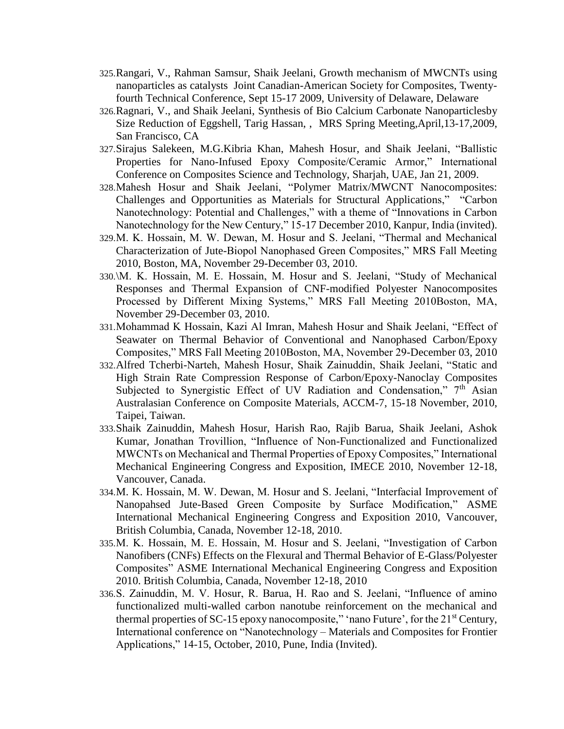325. Rangari, V., Rahman Samsur, Shaik Jeelani, Growth mechanism of MWCNTs using nanoparticles as catalysts Joint Canadian-American Society for Composites, Twenty-fourth Technical Conference, Sept 15-17 2009, University of Delaware, Delaware
326. Ragnari, V., and Shaik Jeelani, Synthesis of Bio Calcium Carbonate Nanoparticlesby Size Reduction of Eggshell, Tarig Hassan, , MRS Spring Meeting,April,13-17,2009, San Francisco, CA
327. Sirajus Salekeen, M.G.Kibria Khan, Mahesh Hosur, and Shaik Jeelani, "Ballistic Properties for Nano-Infused Epoxy Composite/Ceramic Armor," International Conference on Composites Science and Technology, Sharjah, UAE, Jan 21, 2009.
328. Mahesh Hosur and Shaik Jeelani, "Polymer Matrix/MWCNT Nanocomposites: Challenges and Opportunities as Materials for Structural Applications," "Carbon Nanotechnology: Potential and Challenges," with a theme of "Innovations in Carbon Nanotechnology for the New Century," 15-17 December 2010, Kanpur, India (invited).
329. M. K. Hossain, M. W. Dewan, M. Hosur and S. Jeelani, "Thermal and Mechanical Characterization of Jute-Biopol Nanophased Green Composites," MRS Fall Meeting 2010, Boston, MA, November 29-December 03, 2010.
330. \M. K. Hossain, M. E. Hossain, M. Hosur and S. Jeelani, "Study of Mechanical Responses and Thermal Expansion of CNF-modified Polyester Nanocomposites Processed by Different Mixing Systems," MRS Fall Meeting 2010Boston, MA, November 29-December 03, 2010.
331. Mohammad K Hossain, Kazi Al Imran, Mahesh Hosur and Shaik Jeelani, "Effect of Seawater on Thermal Behavior of Conventional and Nanophased Carbon/Epoxy Composites," MRS Fall Meeting 2010Boston, MA, November 29-December 03, 2010
332. Alfred Tcherbi-Narteh, Mahesh Hosur, Shaik Zainuddin, Shaik Jeelani, "Static and High Strain Rate Compression Response of Carbon/Epoxy-Nanoclay Composites Subjected to Synergistic Effect of UV Radiation and Condensation," 7th Asian Australasian Conference on Composite Materials, ACCM-7, 15-18 November, 2010, Taipei, Taiwan.
333. Shaik Zainuddin, Mahesh Hosur, Harish Rao, Rajib Barua, Shaik Jeelani, Ashok Kumar, Jonathan Trovillion, "Influence of Non-Functionalized and Functionalized MWCNTs on Mechanical and Thermal Properties of Epoxy Composites," International Mechanical Engineering Congress and Exposition, IMECE 2010, November 12-18, Vancouver, Canada.
334. M. K. Hossain, M. W. Dewan, M. Hosur and S. Jeelani, "Interfacial Improvement of Nanopahsed Jute-Based Green Composite by Surface Modification," ASME International Mechanical Engineering Congress and Exposition 2010, Vancouver, British Columbia, Canada, November 12-18, 2010.
335. M. K. Hossain, M. E. Hossain, M. Hosur and S. Jeelani, "Investigation of Carbon Nanofibers (CNFs) Effects on the Flexural and Thermal Behavior of E-Glass/Polyester Composites" ASME International Mechanical Engineering Congress and Exposition 2010. British Columbia, Canada, November 12-18, 2010
336. S. Zainuddin, M. V. Hosur, R. Barua, H. Rao and S. Jeelani, "Influence of amino functionalized multi-walled carbon nanotube reinforcement on the mechanical and thermal properties of SC-15 epoxy nanocomposite," 'nano Future', for the 21st Century, International conference on "Nanotechnology – Materials and Composites for Frontier Applications," 14-15, October, 2010, Pune, India (Invited).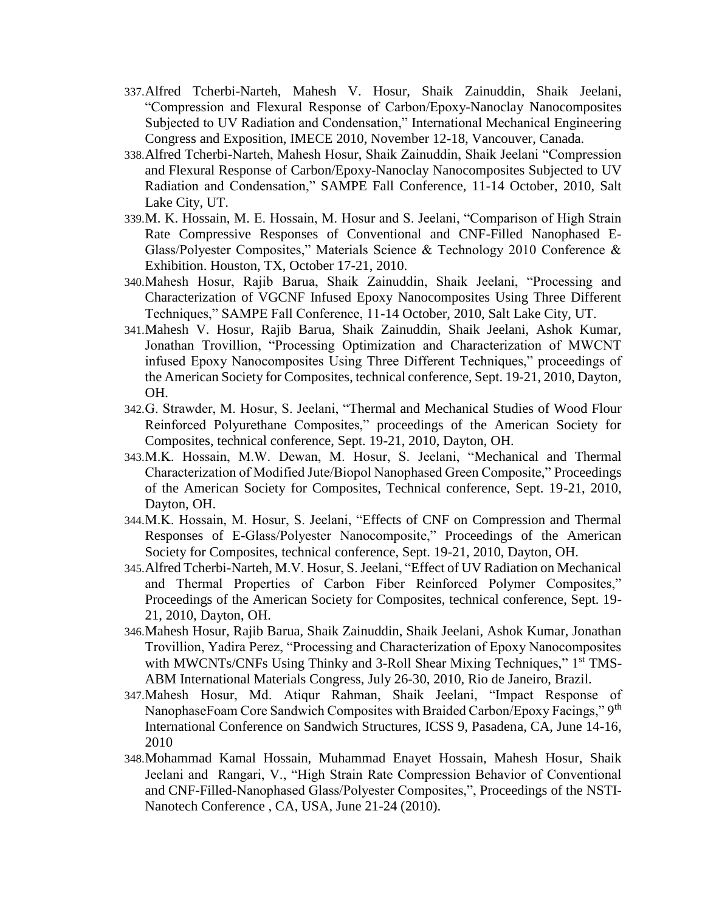337. Alfred Tcherbi-Narteh, Mahesh V. Hosur, Shaik Zainuddin, Shaik Jeelani, "Compression and Flexural Response of Carbon/Epoxy-Nanoclay Nanocomposites Subjected to UV Radiation and Condensation," International Mechanical Engineering Congress and Exposition, IMECE 2010, November 12-18, Vancouver, Canada.
338. Alfred Tcherbi-Narteh, Mahesh Hosur, Shaik Zainuddin, Shaik Jeelani "Compression and Flexural Response of Carbon/Epoxy-Nanoclay Nanocomposites Subjected to UV Radiation and Condensation," SAMPE Fall Conference, 11-14 October, 2010, Salt Lake City, UT.
339. M. K. Hossain, M. E. Hossain, M. Hosur and S. Jeelani, "Comparison of High Strain Rate Compressive Responses of Conventional and CNF-Filled Nanophased E-Glass/Polyester Composites," Materials Science & Technology 2010 Conference & Exhibition. Houston, TX, October 17-21, 2010.
340. Mahesh Hosur, Rajib Barua, Shaik Zainuddin, Shaik Jeelani, "Processing and Characterization of VGCNF Infused Epoxy Nanocomposites Using Three Different Techniques," SAMPE Fall Conference, 11-14 October, 2010, Salt Lake City, UT.
341. Mahesh V. Hosur, Rajib Barua, Shaik Zainuddin, Shaik Jeelani, Ashok Kumar, Jonathan Trovillion, "Processing Optimization and Characterization of MWCNT infused Epoxy Nanocomposites Using Three Different Techniques," proceedings of the American Society for Composites, technical conference, Sept. 19-21, 2010, Dayton, OH.
342. G. Strawder, M. Hosur, S. Jeelani, "Thermal and Mechanical Studies of Wood Flour Reinforced Polyurethane Composites," proceedings of the American Society for Composites, technical conference, Sept. 19-21, 2010, Dayton, OH.
343. M.K. Hossain, M.W. Dewan, M. Hosur, S. Jeelani, "Mechanical and Thermal Characterization of Modified Jute/Biopol Nanophased Green Composite," Proceedings of the American Society for Composites, Technical conference, Sept. 19-21, 2010, Dayton, OH.
344. M.K. Hossain, M. Hosur, S. Jeelani, "Effects of CNF on Compression and Thermal Responses of E-Glass/Polyester Nanocomposite," Proceedings of the American Society for Composites, technical conference, Sept. 19-21, 2010, Dayton, OH.
345. Alfred Tcherbi-Narteh, M.V. Hosur, S. Jeelani, "Effect of UV Radiation on Mechanical and Thermal Properties of Carbon Fiber Reinforced Polymer Composites," Proceedings of the American Society for Composites, technical conference, Sept. 19-21, 2010, Dayton, OH.
346. Mahesh Hosur, Rajib Barua, Shaik Zainuddin, Shaik Jeelani, Ashok Kumar, Jonathan Trovillion, Yadira Perez, "Processing and Characterization of Epoxy Nanocomposites with MWCNTs/CNFs Using Thinky and 3-Roll Shear Mixing Techniques," 1st TMS-ABM International Materials Congress, July 26-30, 2010, Rio de Janeiro, Brazil.
347. Mahesh Hosur, Md. Atiqur Rahman, Shaik Jeelani, "Impact Response of NanophaseFoam Core Sandwich Composites with Braided Carbon/Epoxy Facings," 9th International Conference on Sandwich Structures, ICSS 9, Pasadena, CA, June 14-16, 2010
348. Mohammad Kamal Hossain, Muhammad Enayet Hossain, Mahesh Hosur, Shaik Jeelani and Rangari, V., "High Strain Rate Compression Behavior of Conventional and CNF-Filled-Nanophased Glass/Polyester Composites,", Proceedings of the NSTI-Nanotech Conference , CA, USA, June 21-24 (2010).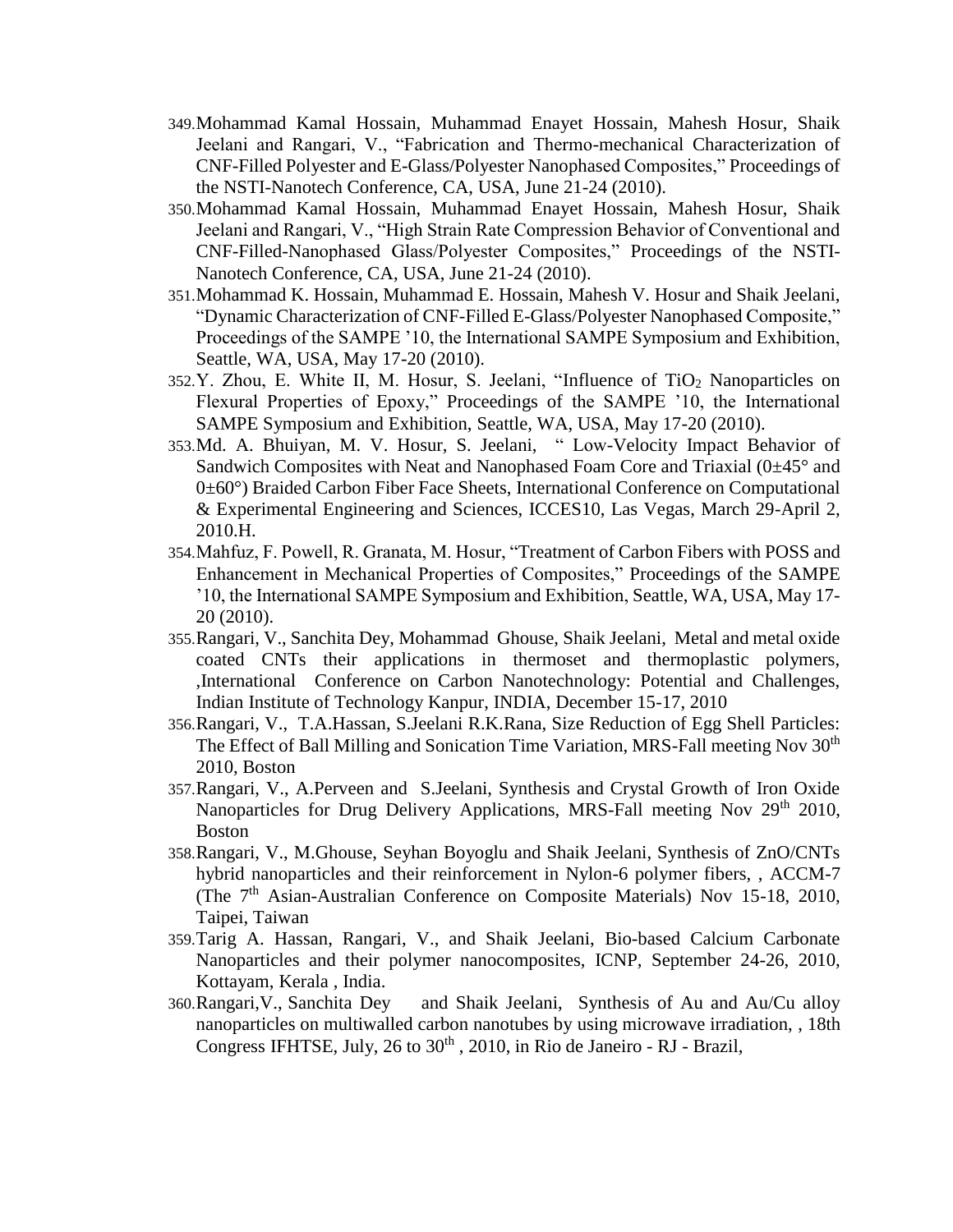349. Mohammad Kamal Hossain, Muhammad Enayet Hossain, Mahesh Hosur, Shaik Jeelani and Rangari, V., "Fabrication and Thermo-mechanical Characterization of CNF-Filled Polyester and E-Glass/Polyester Nanophased Composites," Proceedings of the NSTI-Nanotech Conference, CA, USA, June 21-24 (2010).
350. Mohammad Kamal Hossain, Muhammad Enayet Hossain, Mahesh Hosur, Shaik Jeelani and Rangari, V., "High Strain Rate Compression Behavior of Conventional and CNF-Filled-Nanophased Glass/Polyester Composites," Proceedings of the NSTI-Nanotech Conference, CA, USA, June 21-24 (2010).
351. Mohammad K. Hossain, Muhammad E. Hossain, Mahesh V. Hosur and Shaik Jeelani, "Dynamic Characterization of CNF-Filled E-Glass/Polyester Nanophased Composite," Proceedings of the SAMPE '10, the International SAMPE Symposium and Exhibition, Seattle, WA, USA, May 17-20 (2010).
352. Y. Zhou, E. White II, M. Hosur, S. Jeelani, "Influence of $TiO_2$ Nanoparticles on Flexural Properties of Epoxy," Proceedings of the SAMPE '10, the International SAMPE Symposium and Exhibition, Seattle, WA, USA, May 17-20 (2010).
353. Md. A. Bhuiyan, M. V. Hosur, S. Jeelani, " Low-Velocity Impact Behavior of Sandwich Composites with Neat and Nanophased Foam Core and Triaxial (0±45° and 0±60°) Braided Carbon Fiber Face Sheets, International Conference on Computational & Experimental Engineering and Sciences, ICCES10, Las Vegas, March 29-April 2, 2010.H.
354. Mahfuz, F. Powell, R. Granata, M. Hosur, "Treatment of Carbon Fibers with POSS and Enhancement in Mechanical Properties of Composites," Proceedings of the SAMPE '10, the International SAMPE Symposium and Exhibition, Seattle, WA, USA, May 17-20 (2010).
355. Rangari, V., Sanchita Dey, Mohammad Ghouse, Shaik Jeelani, Metal and metal oxide coated CNTs their applications in thermoset and thermoplastic polymers, ,International Conference on Carbon Nanotechnology: Potential and Challenges, Indian Institute of Technology Kanpur, INDIA, December 15-17, 2010
356. Rangari, V., T.A.Hassan, S.Jeelani R.K.Rana, Size Reduction of Egg Shell Particles: The Effect of Ball Milling and Sonication Time Variation, MRS-Fall meeting Nov 30th 2010, Boston
357. Rangari, V., A.Perveen and S.Jeelani, Synthesis and Crystal Growth of Iron Oxide Nanoparticles for Drug Delivery Applications, MRS-Fall meeting Nov 29th 2010, Boston
358. Rangari, V., M.Ghouse, Seyhan Boyoglu and Shaik Jeelani, Synthesis of ZnO/CNTs hybrid nanoparticles and their reinforcement in Nylon-6 polymer fibers, , ACCM-7 (The 7th Asian-Australian Conference on Composite Materials) Nov 15-18, 2010, Taipei, Taiwan
359. Tarig A. Hassan, Rangari, V., and Shaik Jeelani, Bio-based Calcium Carbonate Nanoparticles and their polymer nanocomposites, ICNP, September 24-26, 2010, Kottayam, Kerala , India.
360. Rangari,V., Sanchita Dey and Shaik Jeelani, Synthesis of Au and Au/Cu alloy nanoparticles on multiwalled carbon nanotubes by using microwave irradiation, , 18th Congress IFHTSE, July, 26 to 30th , 2010, in Rio de Janeiro - RJ - Brazil,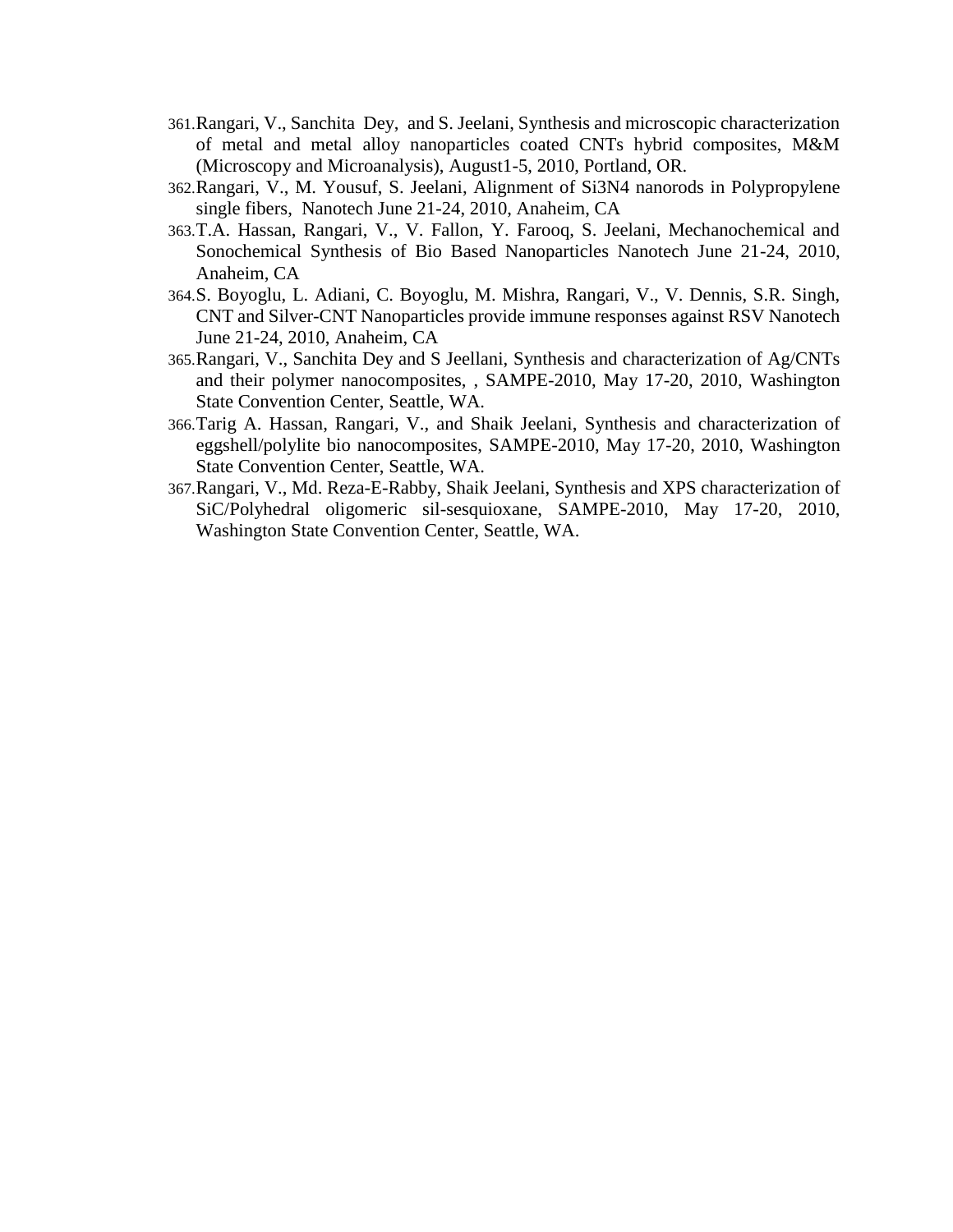361. Rangari, V., Sanchita Dey, and S. Jeelani, Synthesis and microscopic characterization of metal and metal alloy nanoparticles coated CNTs hybrid composites, M&M (Microscopy and Microanalysis), August1-5, 2010, Portland, OR.
362. Rangari, V., M. Yousuf, S. Jeelani, Alignment of $Si_3N_4$ nanorods in Polypropylene single fibers, Nanotech June 21-24, 2010, Anaheim, CA
363. T.A. Hassan, Rangari, V., V. Fallon, Y. Farooq, S. Jeelani, Mechanochemical and Sonochemical Synthesis of Bio Based Nanoparticles Nanotech June 21-24, 2010, Anaheim, CA
364. S. Boyoglu, L. Adiani, C. Boyoglu, M. Mishra, Rangari, V., V. Dennis, S.R. Singh, CNT and Silver-CNT Nanoparticles provide immune responses against RSV Nanotech June 21-24, 2010, Anaheim, CA
365. Rangari, V., Sanchita Dey and S Jeellani, Synthesis and characterization of Ag/CNTs and their polymer nanocomposites, , SAMPE-2010, May 17-20, 2010, Washington State Convention Center, Seattle, WA.
366. Tarig A. Hassan, Rangari, V., and Shaik Jeelani, Synthesis and characterization of eggshell/polylite bio nanocomposites, SAMPE-2010, May 17-20, 2010, Washington State Convention Center, Seattle, WA.
367. Rangari, V., Md. Reza-E-Rabby, Shaik Jeelani, Synthesis and XPS characterization of SiC/Polyhedral oligomeric sil-sesquioxane, SAMPE-2010, May 17-20, 2010, Washington State Convention Center, Seattle, WA.